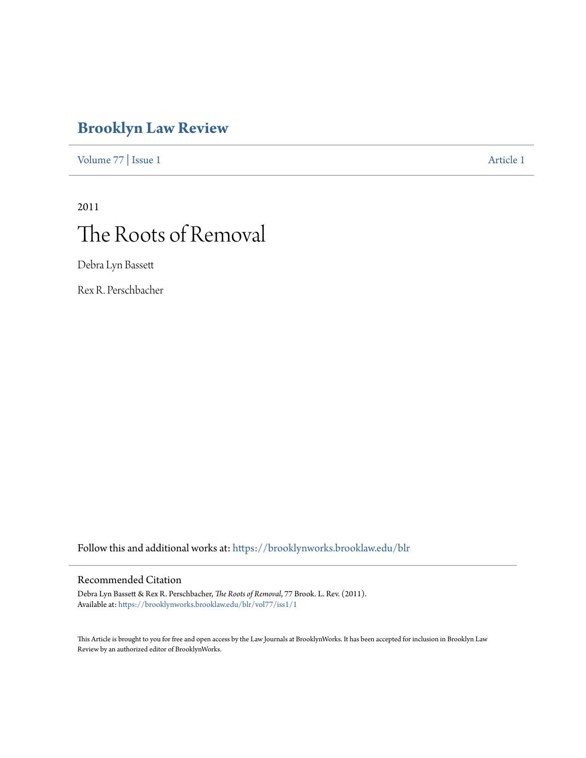# Brooklyn Law Review

Volume 77 | Issue 1 Article 1

2011

# The Roots of Removal

Debra Lyn Bassett

Rex R. Perschbacher

Follow this and additional works at: https://brooklynworks.brooklaw.edu/blr

## Recommended Citation

Debra Lyn Bassett & Rex R. Perschbacher, *The Roots of Removal*, 77 Brook. L. Rev. (2011).
Available at: https://brooklynworks.brooklaw.edu/blr/vol77/iss1/1

This Article is brought to you for free and open access by the Law Journals at BrooklynWorks. It has been accepted for inclusion in Brooklyn Law Review by an authorized editor of BrooklynWorks.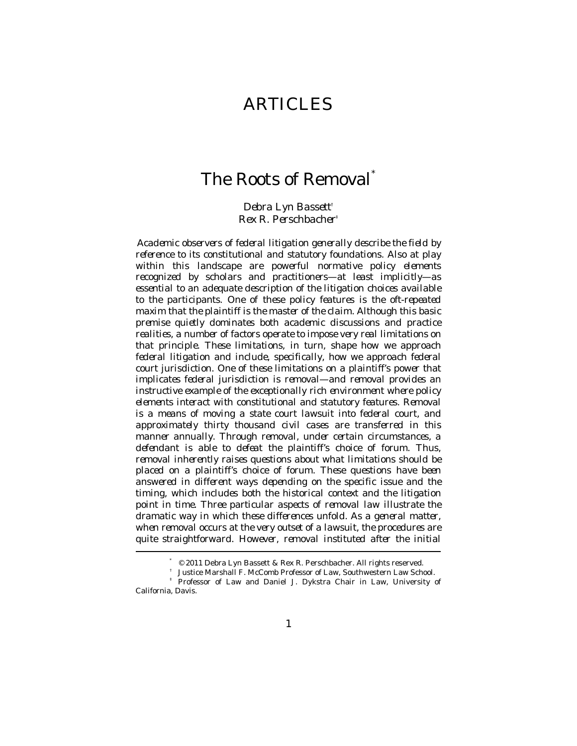# ARTICLES

# The Roots of Removal[*]

*Debra Lyn Bassett*[†]
*Rex R. Perschbacher*[‡]

*Academic observers of federal litigation generally describe the field by reference to its constitutional and statutory foundations. Also at play within this landscape are powerful normative policy elements recognized by scholars and practitioners—at least implicitly—as essential to an adequate description of the litigation choices available to the participants. One of these policy features is the oft-repeated maxim that the plaintiff is the master of the claim. Although this basic premise quietly dominates both academic discussions and practice realities, a number of factors operate to impose very real limitations on that principle. These limitations, in turn, shape how we approach federal litigation and include, specifically, how we approach federal court jurisdiction. One of these limitations on a plaintiff's power that implicates federal jurisdiction is removal—and removal provides an instructive example of the exceptionally rich environment where policy elements interact with constitutional and statutory features. Removal is a means of moving a state court lawsuit into federal court, and approximately thirty thousand civil cases are transferred in this manner annually. Through removal, under certain circumstances, a defendant is able to defeat the plaintiff's choice of forum. Thus, removal inherently raises questions about what limitations should be placed on a plaintiff's choice of forum. These questions have been answered in different ways depending on the specific issue and the timing, which includes both the historical context and the litigation point in time. Three particular aspects of removal law illustrate the dramatic way in which these differences unfold. As a general matter, when removal occurs at the very outset of a lawsuit, the procedures are quite straightforward. However, removal instituted after the initial*

---

[*] © 2011 Debra Lyn Bassett & Rex R. Perschbacher. All rights reserved.

[†] Justice Marshall F. McComb Professor of Law, Southwestern Law School.

[‡] Professor of Law and Daniel J. Dykstra Chair in Law, University of California, Davis.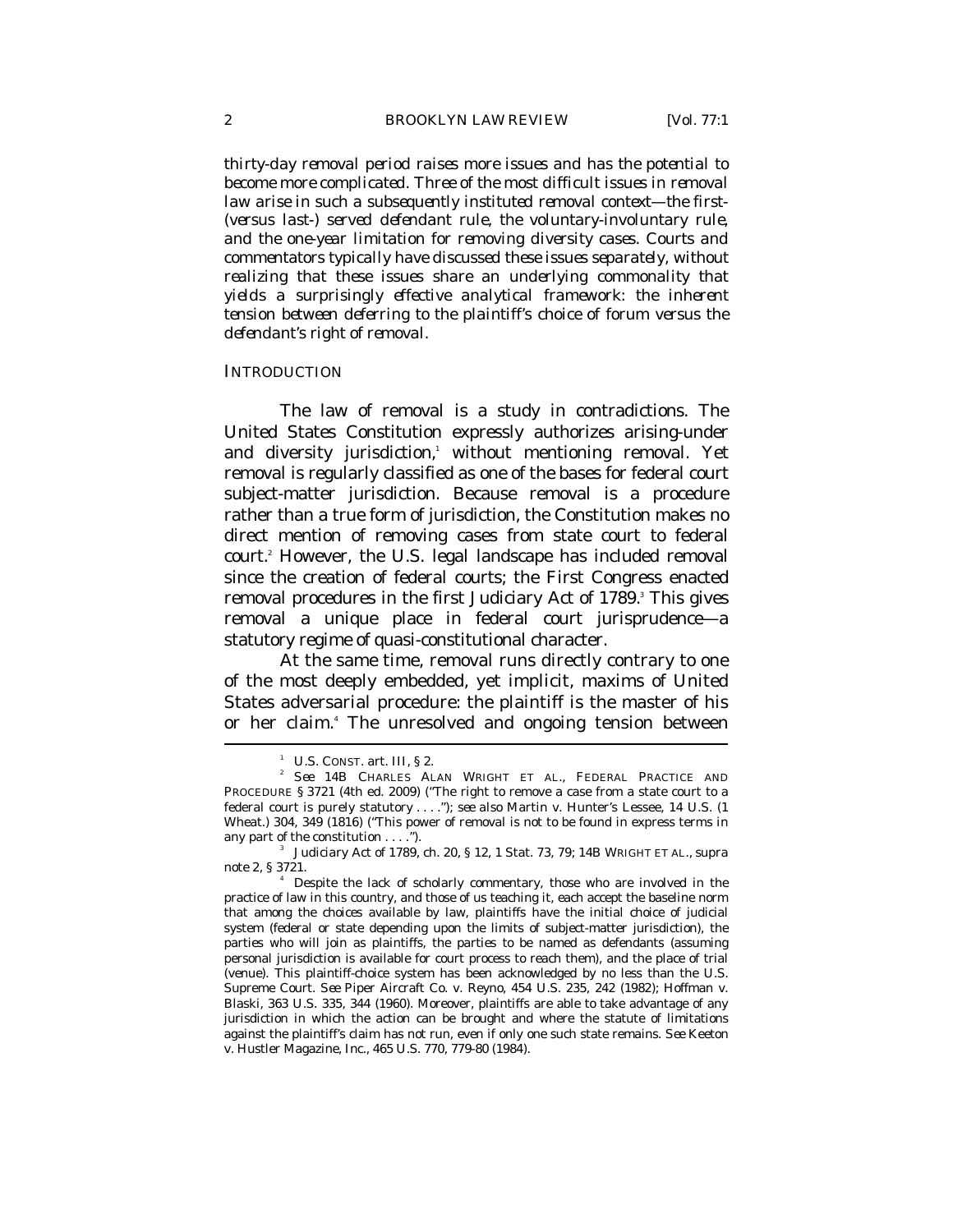*thirty-day removal period raises more issues and has the potential to become more complicated. Three of the most difficult issues in removal law arise in such a subsequently instituted removal context—the first- (versus last-) served defendant rule, the voluntary-involuntary rule, and the one-year limitation for removing diversity cases. Courts and commentators typically have discussed these issues separately, without realizing that these issues share an underlying commonality that yields a surprisingly effective analytical framework: the inherent tension between deferring to the plaintiff's choice of forum versus the defendant's right of removal.*

## INTRODUCTION

The law of removal is a study in contradictions. The United States Constitution expressly authorizes arising-under and diversity jurisdiction,[1] without mentioning removal. Yet removal is regularly classified as one of the bases for federal court subject-matter jurisdiction. Because removal is a procedure rather than a true form of jurisdiction, the Constitution makes no direct mention of removing cases from state court to federal court.[2] However, the U.S. legal landscape has included removal since the creation of federal courts; the First Congress enacted removal procedures in the first Judiciary Act of 1789.[3] This gives removal a unique place in federal court jurisprudence—a statutory regime of quasi-constitutional character.

At the same time, removal runs directly contrary to one of the most deeply embedded, yet implicit, maxims of United States adversarial procedure: the plaintiff is the master of his or her claim.[4] The unresolved and ongoing tension between

---

[1] U.S. CONST. art. III, § 2.

[2] *See* 14B CHARLES ALAN WRIGHT ET AL., FEDERAL PRACTICE AND PROCEDURE § 3721 (4th ed. 2009) ("The right to remove a case from a state court to a federal court is purely statutory . . . ."); *see also* Martin v. Hunter's Lessee, 14 U.S. (1 Wheat.) 304, 349 (1816) ("This power of removal is not to be found in express terms in any part of the constitution . . . .").

[3] Judiciary Act of 1789, ch. 20, § 12, 1 Stat. 73, 79; 14B WRIGHT ET AL., *supra* note 2, § 3721.

[4] Despite the lack of scholarly commentary, those who are involved in the practice of law in this country, and those of us teaching it, each accept the baseline norm that among the choices available by law, plaintiffs have the initial choice of judicial system (federal or state depending upon the limits of subject-matter jurisdiction), the parties who will join as plaintiffs, the parties to be named as defendants (assuming personal jurisdiction is available for court process to reach them), and the place of trial (venue). This plaintiff-choice system has been acknowledged by no less than the U.S. Supreme Court. *See* Piper Aircraft Co. v. Reyno, 454 U.S. 235, 242 (1982); Hoffman v. Blaski, 363 U.S. 335, 344 (1960). Moreover, plaintiffs are able to take advantage of any jurisdiction in which the action can be brought and where the statute of limitations against the plaintiff's claim has not run, even if only one such state remains. *See* Keeton v. Hustler Magazine, Inc., 465 U.S. 770, 779-80 (1984).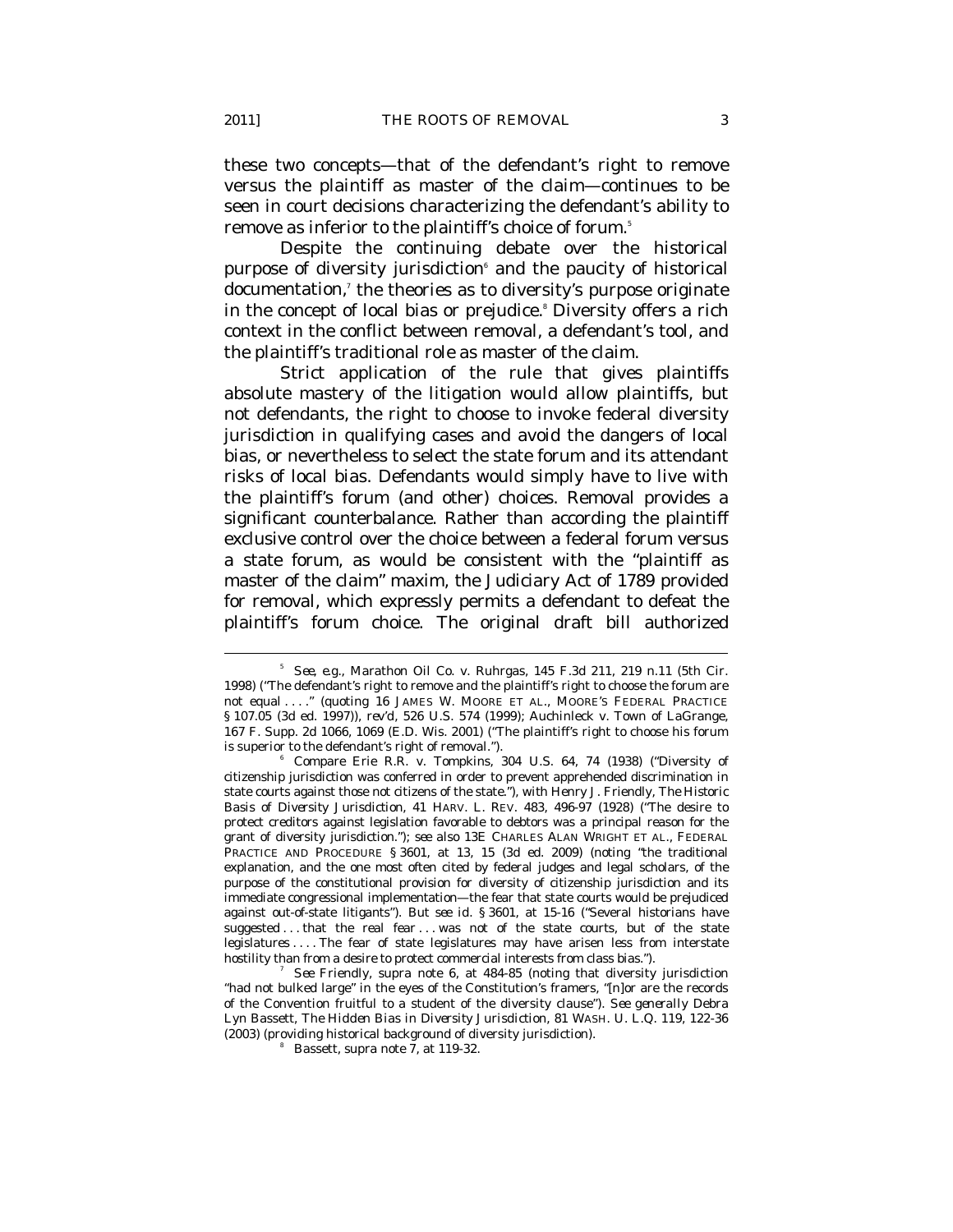these two concepts—that of the defendant's right to remove versus the plaintiff as master of the claim—continues to be seen in court decisions characterizing the defendant's ability to remove as inferior to the plaintiff's choice of forum.[5]

Despite the continuing debate over the historical purpose of diversity jurisdiction[6] and the paucity of historical documentation,[7] the theories as to diversity's purpose originate in the concept of local bias or prejudice.[8] Diversity offers a rich context in the conflict between removal, a defendant's tool, and the plaintiff's traditional role as master of the claim.

Strict application of the rule that gives plaintiffs absolute mastery of the litigation would allow plaintiffs, but not defendants, the right to choose to invoke federal diversity jurisdiction in qualifying cases and avoid the dangers of local bias, or nevertheless to select the state forum and its attendant risks of local bias. Defendants would simply have to live with the plaintiff's forum (and other) choices. Removal provides a significant counterbalance. Rather than according the plaintiff exclusive control over the choice between a federal forum versus a state forum, as would be consistent with the "plaintiff as master of the claim" maxim, the Judiciary Act of 1789 provided for removal, which expressly permits a defendant to defeat the plaintiff's forum choice. The original draft bill authorized

---

[5] *See, e.g.*, Marathon Oil Co. v. Ruhrgas, 145 F.3d 211, 219 n.11 (5th Cir. 1998) ("The defendant's right to remove and the plaintiff's right to choose the forum are not equal . . . ." (quoting 16 JAMES W. MOORE ET AL., MOORE'S FEDERAL PRACTICE § 107.05 (3d ed. 1997)), *rev'd*, 526 U.S. 574 (1999); Auchinleck v. Town of LaGrange, 167 F. Supp. 2d 1066, 1069 (E.D. Wis. 2001) ("The plaintiff's right to choose his forum is superior to the defendant's right of removal.").

[6] *Compare* Erie R.R. v. Tompkins, 304 U.S. 64, 74 (1938) ("Diversity of citizenship jurisdiction was conferred in order to prevent apprehended discrimination in state courts against those not citizens of the state."), *with* Henry J. Friendly, *The Historic Basis of Diversity Jurisdiction*, 41 HARV. L. REV. 483, 496-97 (1928) ("The desire to protect creditors against legislation favorable to debtors was a principal reason for the grant of diversity jurisdiction."); *see also* 13E CHARLES ALAN WRIGHT ET AL., FEDERAL PRACTICE AND PROCEDURE § 3601, at 13, 15 (3d ed. 2009) (noting "the traditional explanation, and the one most often cited by federal judges and legal scholars, of the purpose of the constitutional provision for diversity of citizenship jurisdiction and its immediate congressional implementation—the fear that state courts would be prejudiced against out-of-state litigants"). *But see id.* § 3601, at 15-16 ("Several historians have suggested . . . that the real fear . . . was not of the state courts, but of the state legislatures . . . . The fear of state legislatures may have arisen less from interstate hostility than from a desire to protect commercial interests from class bias.").

[7] *See* Friendly, *supra* note 6, at 484-85 (noting that diversity jurisdiction "had not bulked large" in the eyes of the Constitution's framers, "[n]or are the records of the Convention fruitful to a student of the diversity clause"). *See generally* Debra Lyn Bassett, *The Hidden Bias in Diversity Jurisdiction*, 81 WASH. U. L.Q. 119, 122-36 (2003) (providing historical background of diversity jurisdiction).

[8] Bassett, *supra* note 7, at 119-32.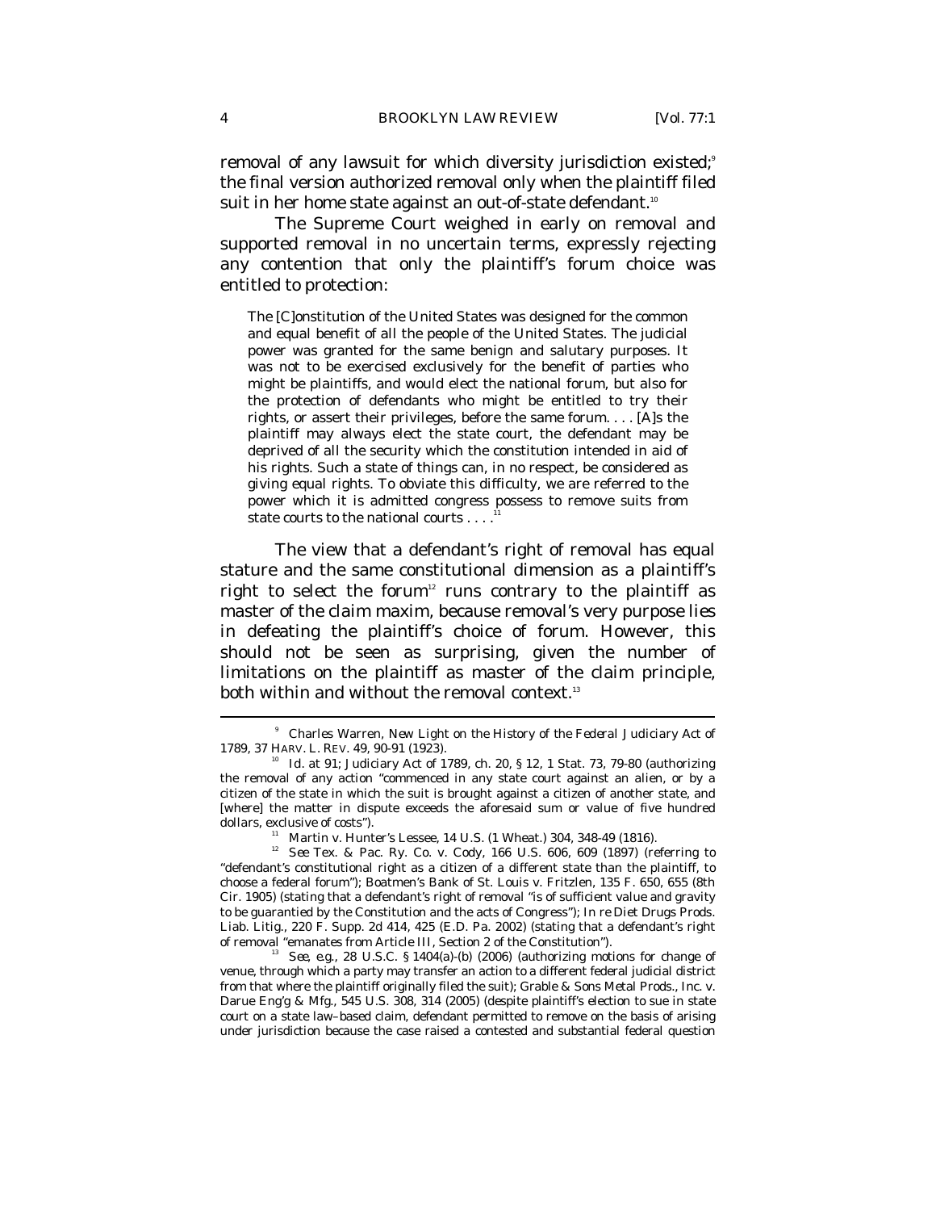removal of any lawsuit for which diversity jurisdiction existed;[9] the final version authorized removal only when the plaintiff filed suit in her home state against an out-of-state defendant.[10]

The Supreme Court weighed in early on removal and supported removal in no uncertain terms, expressly rejecting any contention that only the plaintiff's forum choice was entitled to protection:

> The [C]onstitution of the United States was designed for the common and equal benefit of all the people of the United States. The judicial power was granted for the same benign and salutary purposes. It was not to be exercised exclusively for the benefit of parties who might be plaintiffs, and would elect the national forum, but also for the protection of defendants who might be entitled to try their rights, or assert their privileges, before the same forum. . . . [A]s the plaintiff may always elect the state court, the defendant may be deprived of all the security which the constitution intended in aid of his rights. Such a state of things can, in no respect, be considered as giving equal rights. To obviate this difficulty, we are referred to the power which it is admitted congress possess to remove suits from state courts to the national courts . . . .[11]

The view that a defendant's right of removal has equal stature and the same constitutional dimension as a plaintiff's right to select the forum[12] runs contrary to the plaintiff as master of the claim maxim, because removal's very purpose lies in defeating the plaintiff's choice of forum. However, this should not be seen as surprising, given the number of limitations on the plaintiff as master of the claim principle, both within and without the removal context.[13]

---

[9] Charles Warren, *New Light on the History of the Federal Judiciary Act of 1789*, 37 HARV. L. REV. 49, 90-91 (1923).

[10] *Id.* at 91; Judiciary Act of 1789, ch. 20, § 12, 1 Stat. 73, 79-80 (authorizing the removal of any action "commenced in any state court against an alien, or by a citizen of the state in which the suit is brought against a citizen of another state, and [where] the matter in dispute exceeds the aforesaid sum or value of five hundred dollars, exclusive of costs").

[11] Martin v. Hunter's Lessee, 14 U.S. (1 Wheat.) 304, 348-49 (1816).

[12] *See* Tex. & Pac. Ry. Co. v. Cody, 166 U.S. 606, 609 (1897) (referring to "defendant's constitutional right as a citizen of a different state than the plaintiff, to choose a federal forum"); Boatmen's Bank of St. Louis v. Fritzlen, 135 F. 650, 655 (8th Cir. 1905) (stating that a defendant's right of removal "is of sufficient value and gravity to be guarantied by the Constitution and the acts of Congress"); *In re* Diet Drugs Prods. Liab. Litig., 220 F. Supp. 2d 414, 425 (E.D. Pa. 2002) (stating that a defendant's right of removal "emanates from Article III, Section 2 of the Constitution").

[13] *See, e.g.*, 28 U.S.C. § 1404(a)-(b) (2006) (authorizing motions for change of venue, through which a party may transfer an action to a different federal judicial district from that where the plaintiff originally filed the suit); Grable & Sons Metal Prods., Inc. v. Darue Eng'g & Mfg., 545 U.S. 308, 314 (2005) (despite plaintiff's election to sue in state court on a state law–based claim, defendant permitted to remove on the basis of arising under jurisdiction because the case raised a contested and substantial federal question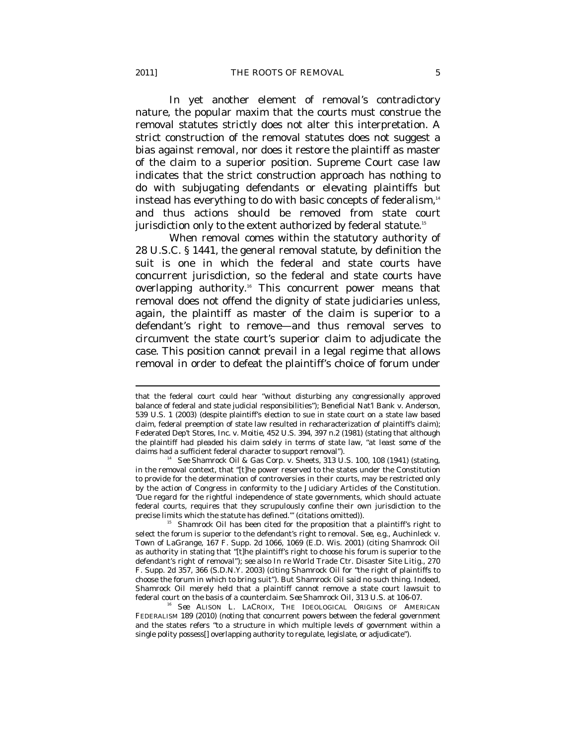In yet another element of removal's contradictory nature, the popular maxim that the courts must construe the removal statutes strictly does not alter this interpretation. A strict construction of the removal statutes does not suggest a bias against removal, nor does it restore the plaintiff as master of the claim to a superior position. Supreme Court case law indicates that the strict construction approach has nothing to do with subjugating defendants or elevating plaintiffs but instead has everything to do with basic concepts of federalism,[14] and thus actions should be removed from state court jurisdiction only to the extent authorized by federal statute.[15]

When removal comes within the statutory authority of 28 U.S.C. § 1441, the general removal statute, by definition the suit is one in which the federal and state courts have concurrent jurisdiction, so the federal and state courts have overlapping authority.[16] This concurrent power means that removal does not offend the dignity of state judiciaries unless, again, the plaintiff as master of the claim is superior to a defendant's right to remove—and thus removal serves to circumvent the state court's superior claim to adjudicate the case. This position cannot prevail in a legal regime that allows removal in order to defeat the plaintiff's choice of forum under

---

that the federal court could hear "without disturbing any congressionally approved balance of federal and state judicial responsibilities"); *Beneficial Nat'l Bank v. Anderson*, 539 U.S. 1 (2003) (despite plaintiff's election to sue in state court on a state law based claim, federal preemption of state law resulted in recharacterization of plaintiff's claim); *Federated Dep't Stores, Inc. v. Moitie*, 452 U.S. 394, 397 n.2 (1981) (stating that although the plaintiff had pleaded his claim solely in terms of state law, "at least some of the claims had a sufficient federal character to support removal").

[14] *See* Shamrock Oil & Gas Corp. v. Sheets, 313 U.S. 100, 108 (1941) (stating, in the removal context, that "[t]he power reserved to the states under the Constitution to provide for the determination of controversies in their courts, may be restricted only by the action of Congress in conformity to the Judiciary Articles of the Constitution. 'Due regard for the rightful independence of state governments, which should actuate federal courts, requires that they scrupulously confine their own jurisdiction to the precise limits which the statute has defined.'" (citations omitted)).

[15] *Shamrock Oil* has been cited for the proposition that a plaintiff's right to select the forum is superior to the defendant's right to removal. *See, e.g.*, Auchinleck v. Town of LaGrange, 167 F. Supp. 2d 1066, 1069 (E.D. Wis. 2001) (citing *Shamrock Oil* as authority in stating that "[t]he plaintiff's right to choose his forum is superior to the defendant's right of removal"); *see also* In re World Trade Ctr. Disaster Site Litig., 270 F. Supp. 2d 357, 366 (S.D.N.Y. 2003) (citing *Shamrock Oil* for "the right of plaintiffs to choose the forum in which to bring suit"). But *Shamrock Oil* said no such thing. Indeed, *Shamrock Oil* merely held that a plaintiff cannot remove a state court lawsuit to federal court on the basis of a counterclaim. *See Shamrock Oil*, 313 U.S. at 106-07.

[16] *See* ALISON L. LACROIX, THE IDEOLOGICAL ORIGINS OF AMERICAN FEDERALISM 189 (2010) (noting that concurrent powers between the federal government and the states refers "to a structure in which multiple levels of government within a single polity possess[] overlapping authority to regulate, legislate, or adjudicate").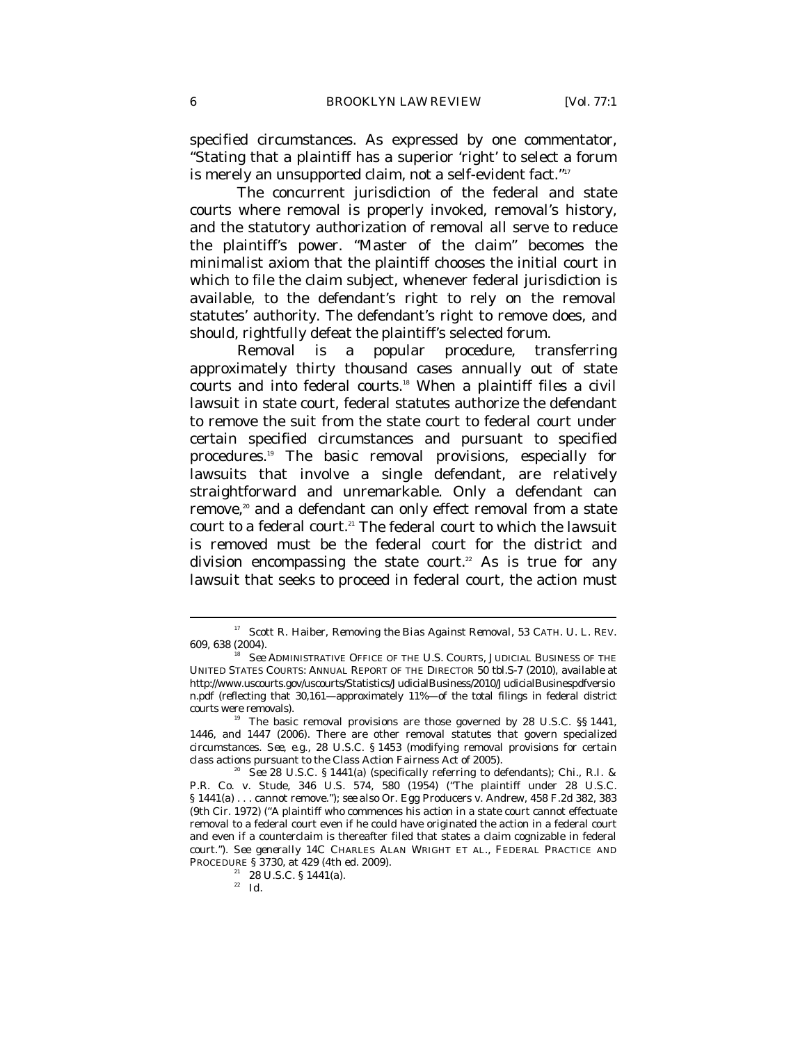specified circumstances. As expressed by one commentator, "Stating that a plaintiff has a superior 'right' to select a forum is merely an unsupported claim, not a self-evident fact."[17]

The concurrent jurisdiction of the federal and state courts where removal is properly invoked, removal's history, and the statutory authorization of removal all serve to reduce the plaintiff's power. "Master of the claim" becomes the minimalist axiom that the plaintiff chooses the initial court in which to file the claim subject, whenever federal jurisdiction is available, to the defendant's right to rely on the removal statutes' authority. The defendant's right to remove does, and should, rightfully defeat the plaintiff's selected forum.

Removal is a popular procedure, transferring approximately thirty thousand cases annually out of state courts and into federal courts.[18] When a plaintiff files a civil lawsuit in state court, federal statutes authorize the defendant to remove the suit from the state court to federal court under certain specified circumstances and pursuant to specified procedures.[19] The basic removal provisions, especially for lawsuits that involve a single defendant, are relatively straightforward and unremarkable. Only a defendant can remove,[20] and a defendant can only effect removal from a state court to a federal court.[21] The federal court to which the lawsuit is removed must be the federal court for the district and division encompassing the state court.[22] As is true for any lawsuit that seeks to proceed in federal court, the action must

---

[17] Scott R. Haiber, *Removing the Bias Against Removal*, 53 CATH. U. L. REV. 609, 638 (2004).

[18] *See* ADMINISTRATIVE OFFICE OF THE U.S. COURTS, JUDICIAL BUSINESS OF THE UNITED STATES COURTS: ANNUAL REPORT OF THE DIRECTOR 50 tbl.S-7 (2010), *available at* http://www.uscourts.gov/uscourts/Statistics/JudicialBusiness/2010/JudicialBusinespdfversion.pdf (reflecting that 30,161—approximately 11%—of the total filings in federal district courts were removals).

[19] The basic removal provisions are those governed by 28 U.S.C. §§ 1441, 1446, and 1447 (2006). There are other removal statutes that govern specialized circumstances. *See, e.g.*, 28 U.S.C. § 1453 (modifying removal provisions for certain class actions pursuant to the Class Action Fairness Act of 2005).

[20] *See* 28 U.S.C. § 1441(a) (specifically referring to defendants); Chi., R.I. & P.R. Co. v. Stude, 346 U.S. 574, 580 (1954) ("The plaintiff under 28 U.S.C. § 1441(a) . . . cannot remove."); *see also* Or. Egg Producers v. Andrew, 458 F.2d 382, 383 (9th Cir. 1972) ("A plaintiff who commences his action in a state court cannot effectuate removal to a federal court even if he could have originated the action in a federal court and even if a counterclaim is thereafter filed that states a claim cognizable in federal court."). *See generally* 14C CHARLES ALAN WRIGHT ET AL., FEDERAL PRACTICE AND PROCEDURE § 3730, at 429 (4th ed. 2009).

[21] 28 U.S.C. § 1441(a).

[22] *Id.*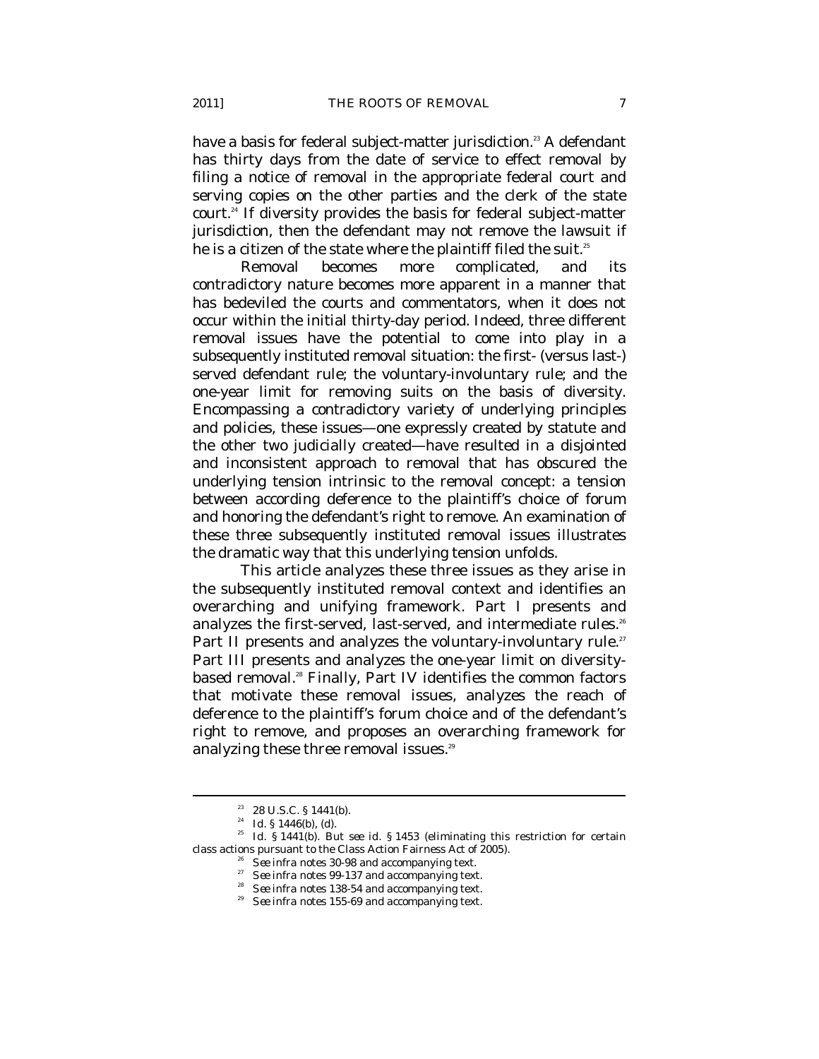have a basis for federal subject-matter jurisdiction.[23] A defendant has thirty days from the date of service to effect removal by filing a notice of removal in the appropriate federal court and serving copies on the other parties and the clerk of the state court.[24] If diversity provides the basis for federal subject-matter jurisdiction, then the defendant may not remove the lawsuit if he is a citizen of the state where the plaintiff filed the suit.[25]

Removal becomes more complicated, and its contradictory nature becomes more apparent in a manner that has bedeviled the courts and commentators, when it does not occur within the initial thirty-day period. Indeed, three different removal issues have the potential to come into play in a subsequently instituted removal situation: the first- (versus last-) served defendant rule; the voluntary-involuntary rule; and the one-year limit for removing suits on the basis of diversity. Encompassing a contradictory variety of underlying principles and policies, these issues—one expressly created by statute and the other two judicially created—have resulted in a disjointed and inconsistent approach to removal that has obscured the underlying tension intrinsic to the removal concept: a tension between according deference to the plaintiff's choice of forum and honoring the defendant's right to remove. An examination of these three subsequently instituted removal issues illustrates the dramatic way that this underlying tension unfolds.

This article analyzes these three issues as they arise in the subsequently instituted removal context and identifies an overarching and unifying framework. Part I presents and analyzes the first-served, last-served, and intermediate rules.[26] Part II presents and analyzes the voluntary-involuntary rule.[27] Part III presents and analyzes the one-year limit on diversity-based removal.[28] Finally, Part IV identifies the common factors that motivate these removal issues, analyzes the reach of deference to the plaintiff's forum choice and of the defendant's right to remove, and proposes an overarching framework for analyzing these three removal issues.[29]

---

[23] 28 U.S.C. § 1441(b).

[24] *Id.* § 1446(b), (d).

[25] *Id.* § 1441(b). *But see id.* § 1453 (eliminating this restriction for certain class actions pursuant to the Class Action Fairness Act of 2005).

[26] *See infra* notes 30-98 and accompanying text.

[27] *See infra* notes 99-137 and accompanying text.

[28] *See infra* notes 138-54 and accompanying text.

[29] *See infra* notes 155-69 and accompanying text.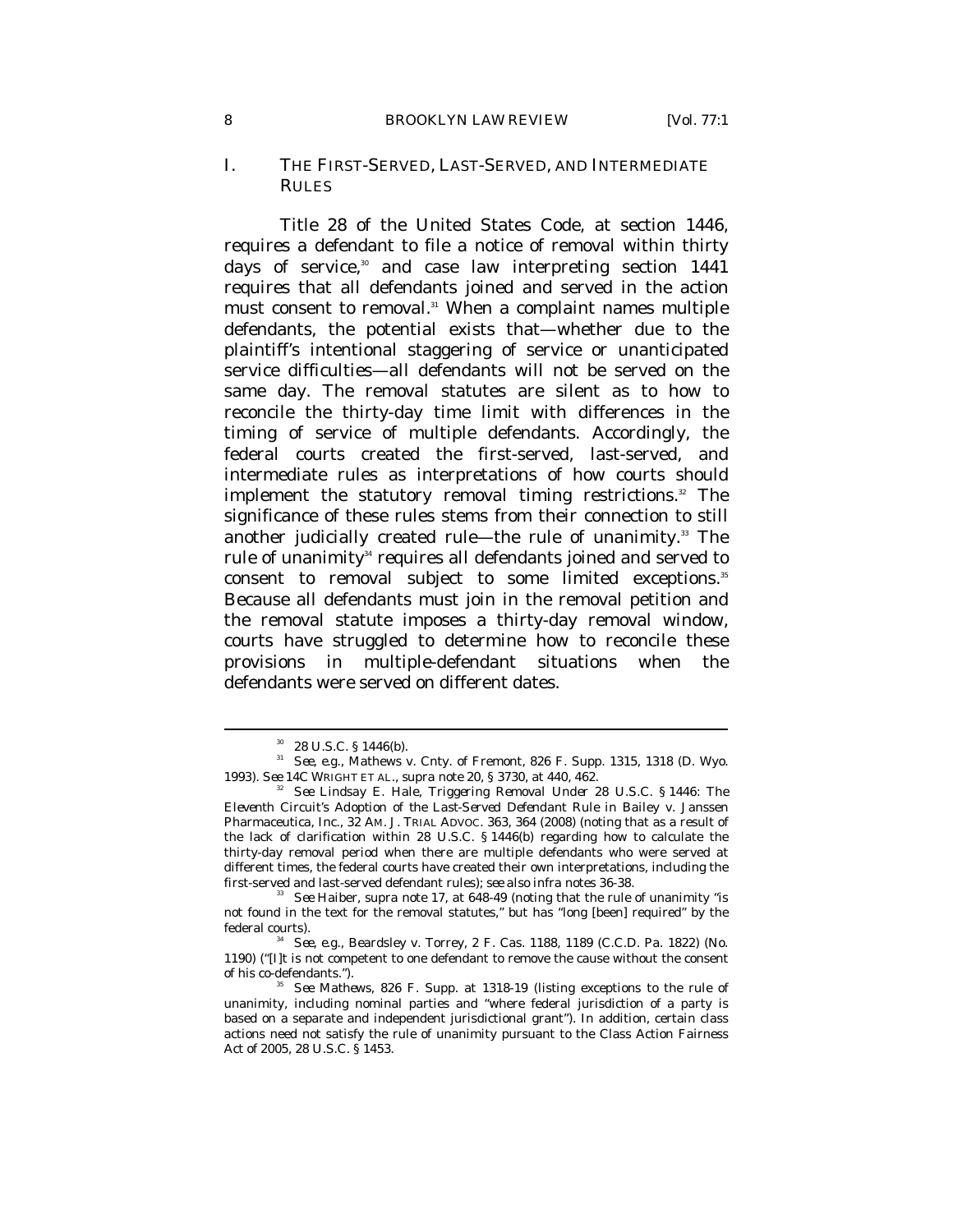## I. THE FIRST-SERVED, LAST-SERVED, AND INTERMEDIATE RULES

Title 28 of the United States Code, at section 1446, requires a defendant to file a notice of removal within thirty days of service,[30] and case law interpreting section 1441 requires that all defendants joined and served in the action must consent to removal.[31] When a complaint names multiple defendants, the potential exists that—whether due to the plaintiff's intentional staggering of service or unanticipated service difficulties—all defendants will not be served on the same day. The removal statutes are silent as to how to reconcile the thirty-day time limit with differences in the timing of service of multiple defendants. Accordingly, the federal courts created the first-served, last-served, and intermediate rules as interpretations of how courts should implement the statutory removal timing restrictions.[32] The significance of these rules stems from their connection to still another judicially created rule—the rule of unanimity.[33] The rule of unanimity[34] requires all defendants joined and served to consent to removal subject to some limited exceptions.[35] Because all defendants must join in the removal petition and the removal statute imposes a thirty-day removal window, courts have struggled to determine how to reconcile these provisions in multiple-defendant situations when the defendants were served on different dates.

---

[30] 28 U.S.C. § 1446(b).

[31] *See, e.g.*, Mathews v. Cnty. of Fremont, 826 F. Supp. 1315, 1318 (D. Wyo. 1993). *See* 14C WRIGHT ET AL., *supra* note 20, § 3730, at 440, 462.

[32] *See* Lindsay E. Hale, *Triggering Removal Under 28 U.S.C. § 1446: The Eleventh Circuit's Adoption of the Last-Served Defendant Rule in* Bailey v. Janssen Pharmaceutica, Inc., 32 AM. J. TRIAL ADVOC. 363, 364 (2008) (noting that as a result of the lack of clarification within 28 U.S.C. § 1446(b) regarding how to calculate the thirty-day removal period when there are multiple defendants who were served at different times, the federal courts have created their own interpretations, including the first-served and last-served defendant rules); *see also infra* notes 36-38.

[33] *See* Haiber, *supra* note 17, at 648-49 (noting that the rule of unanimity "is not found in the text for the removal statutes," but has "long [been] required" by the federal courts).

[34] *See, e.g.*, Beardsley v. Torrey, 2 F. Cas. 1188, 1189 (C.C.D. Pa. 1822) (No. 1190) ("[I]t is not competent to one defendant to remove the cause without the consent of his co-defendants.").

[35] *See Mathews*, 826 F. Supp. at 1318-19 (listing exceptions to the rule of unanimity, including nominal parties and "where federal jurisdiction of a party is based on a separate and independent jurisdictional grant"). In addition, certain class actions need not satisfy the rule of unanimity pursuant to the Class Action Fairness Act of 2005, 28 U.S.C. § 1453.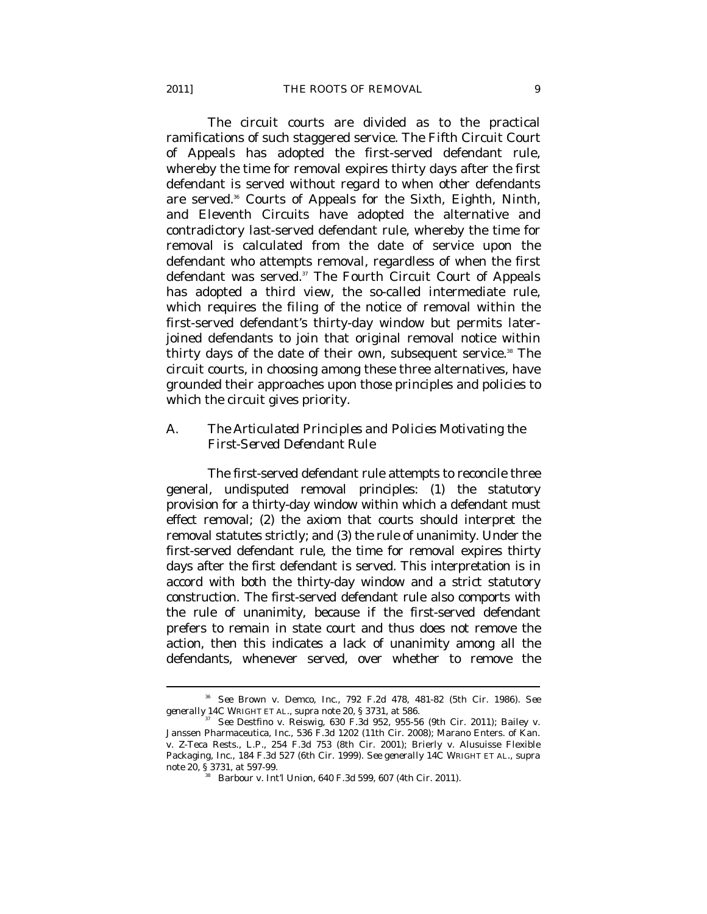The circuit courts are divided as to the practical ramifications of such staggered service. The Fifth Circuit Court of Appeals has adopted the first-served defendant rule, whereby the time for removal expires thirty days after the first defendant is served without regard to when other defendants are served.[36] Courts of Appeals for the Sixth, Eighth, Ninth, and Eleventh Circuits have adopted the alternative and contradictory last-served defendant rule, whereby the time for removal is calculated from the date of service upon the defendant who attempts removal, regardless of when the first defendant was served.[37] The Fourth Circuit Court of Appeals has adopted a third view, the so-called intermediate rule, which requires the filing of the notice of removal within the first-served defendant's thirty-day window but permits later-joined defendants to join that original removal notice within thirty days of the date of their own, subsequent service.[38] The circuit courts, in choosing among these three alternatives, have grounded their approaches upon those principles and policies to which the circuit gives priority.

### A. *The Articulated Principles and Policies Motivating the First-Served Defendant Rule*

The first-served defendant rule attempts to reconcile three general, undisputed removal principles: (1) the statutory provision for a thirty-day window within which a defendant must effect removal; (2) the axiom that courts should interpret the removal statutes strictly; and (3) the rule of unanimity. Under the first-served defendant rule, the time for removal expires thirty days after the first defendant is served. This interpretation is in accord with both the thirty-day window and a strict statutory construction. The first-served defendant rule also comports with the rule of unanimity, because if the first-served defendant prefers to remain in state court and thus does not remove the action, then this indicates a lack of unanimity among all the defendants, whenever served, over whether to remove the

---

[36] *See* Brown v. Demco, Inc., 792 F.2d 478, 481-82 (5th Cir. 1986). *See generally* 14C WRIGHT ET AL., *supra* note 20, § 3731, at 586.

[37] *See* Destfino v. Reiswig, 630 F.3d 952, 955-56 (9th Cir. 2011); Bailey v. Janssen Pharmaceutica, Inc., 536 F.3d 1202 (11th Cir. 2008); Marano Enters. of Kan. v. Z-Teca Rests., L.P., 254 F.3d 753 (8th Cir. 2001); Brierly v. Alusuisse Flexible Packaging, Inc., 184 F.3d 527 (6th Cir. 1999). *See generally* 14C WRIGHT ET AL., *supra* note 20, § 3731, at 597-99.

[38] Barbour v. Int'l Union, 640 F.3d 599, 607 (4th Cir. 2011).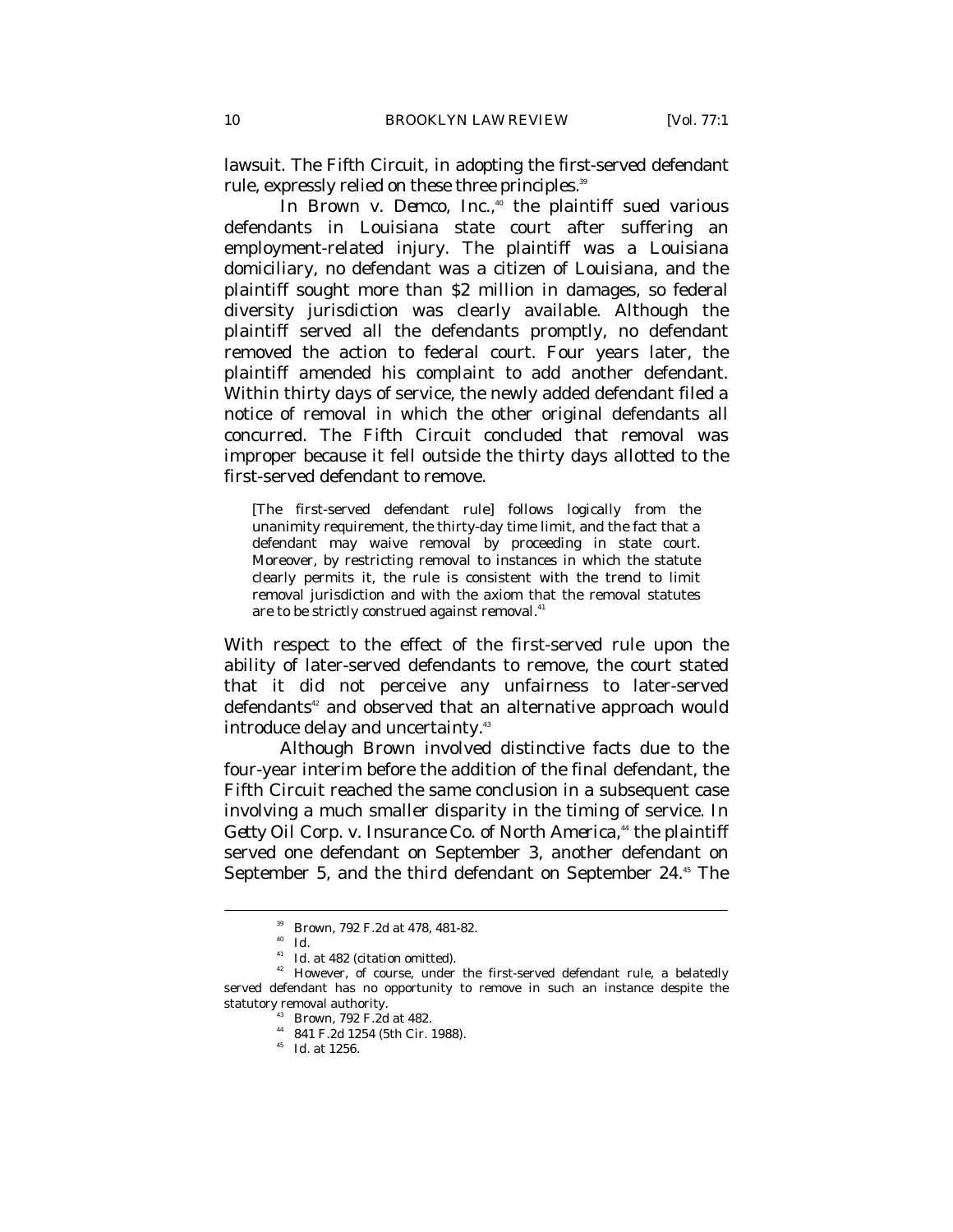lawsuit. The Fifth Circuit, in adopting the first-served defendant rule, expressly relied on these three principles.[39]

In *Brown v. Demco, Inc.*,[40] the plaintiff sued various defendants in Louisiana state court after suffering an employment-related injury. The plaintiff was a Louisiana domiciliary, no defendant was a citizen of Louisiana, and the plaintiff sought more than $2 million in damages, so federal diversity jurisdiction was clearly available. Although the plaintiff served all the defendants promptly, no defendant removed the action to federal court. Four years later, the plaintiff amended his complaint to add another defendant. Within thirty days of service, the newly added defendant filed a notice of removal in which the other original defendants all concurred. The Fifth Circuit concluded that removal was improper because it fell outside the thirty days allotted to the first-served defendant to remove.

> [The first-served defendant rule] follows logically from the unanimity requirement, the thirty-day time limit, and the fact that a defendant may waive removal by proceeding in state court. Moreover, by restricting removal to instances in which the statute clearly permits it, the rule is consistent with the trend to limit removal jurisdiction and with the axiom that the removal statutes are to be strictly construed against removal.[41]

With respect to the effect of the first-served rule upon the ability of later-served defendants to remove, the court stated that it did not perceive any unfairness to later-served defendants[42] and observed that an alternative approach would introduce delay and uncertainty.[43]

Although *Brown* involved distinctive facts due to the four-year interim before the addition of the final defendant, the Fifth Circuit reached the same conclusion in a subsequent case involving a much smaller disparity in the timing of service. In *Getty Oil Corp. v. Insurance Co. of North America*,[44] the plaintiff served one defendant on September 3, another defendant on September 5, and the third defendant on September 24.[45] The

---

[39] *Brown*, 792 F.2d at 478, 481-82.

[40] *Id.*

[41] *Id.* at 482 (citation omitted).

[42] However, of course, under the first-served defendant rule, a belatedly served defendant has no opportunity to remove in such an instance despite the statutory removal authority.

[43] *Brown*, 792 F.2d at 482.

[44] 841 F.2d 1254 (5th Cir. 1988).

[45] *Id.* at 1256.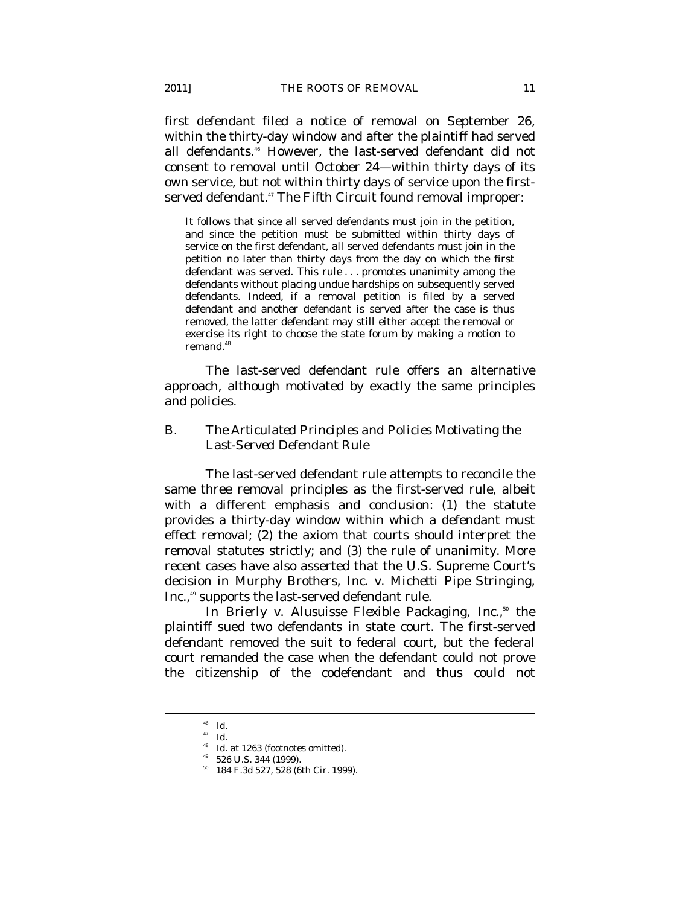first defendant filed a notice of removal on September 26, within the thirty-day window and after the plaintiff had served all defendants.[46] However, the last-served defendant did not consent to removal until October 24—within thirty days of its own service, but not within thirty days of service upon the first-served defendant.[47] The Fifth Circuit found removal improper:

> It follows that since all served defendants must join in the petition, and since the petition must be submitted within thirty days of service on the first defendant, all served defendants must join in the petition no later than thirty days from the day on which the first defendant was served. This rule . . . promotes unanimity among the defendants without placing undue hardships on subsequently served defendants. Indeed, if a removal petition is filed by a served defendant and another defendant is served after the case is thus removed, the latter defendant may still either accept the removal or exercise its right to choose the state forum by making a motion to remand.[48]

The last-served defendant rule offers an alternative approach, although motivated by exactly the same principles and policies.

### B. *The Articulated Principles and Policies Motivating the Last-Served Defendant Rule*

The last-served defendant rule attempts to reconcile the same three removal principles as the first-served rule, albeit with a different emphasis and conclusion: (1) the statute provides a thirty-day window within which a defendant must effect removal; (2) the axiom that courts should interpret the removal statutes strictly; and (3) the rule of unanimity. More recent cases have also asserted that the U.S. Supreme Court's decision in *Murphy Brothers, Inc. v. Michetti Pipe Stringing, Inc.*,[49] supports the last-served defendant rule.

In *Brierly v. Alusuisse Flexible Packaging, Inc.*,[50] the plaintiff sued two defendants in state court. The first-served defendant removed the suit to federal court, but the federal court remanded the case when the defendant could not prove the citizenship of the codefendant and thus could not

---

[46] *Id.*

[47] *Id.*

[48] *Id.* at 1263 (footnotes omitted).

[49] 526 U.S. 344 (1999).

[50] 184 F.3d 527, 528 (6th Cir. 1999).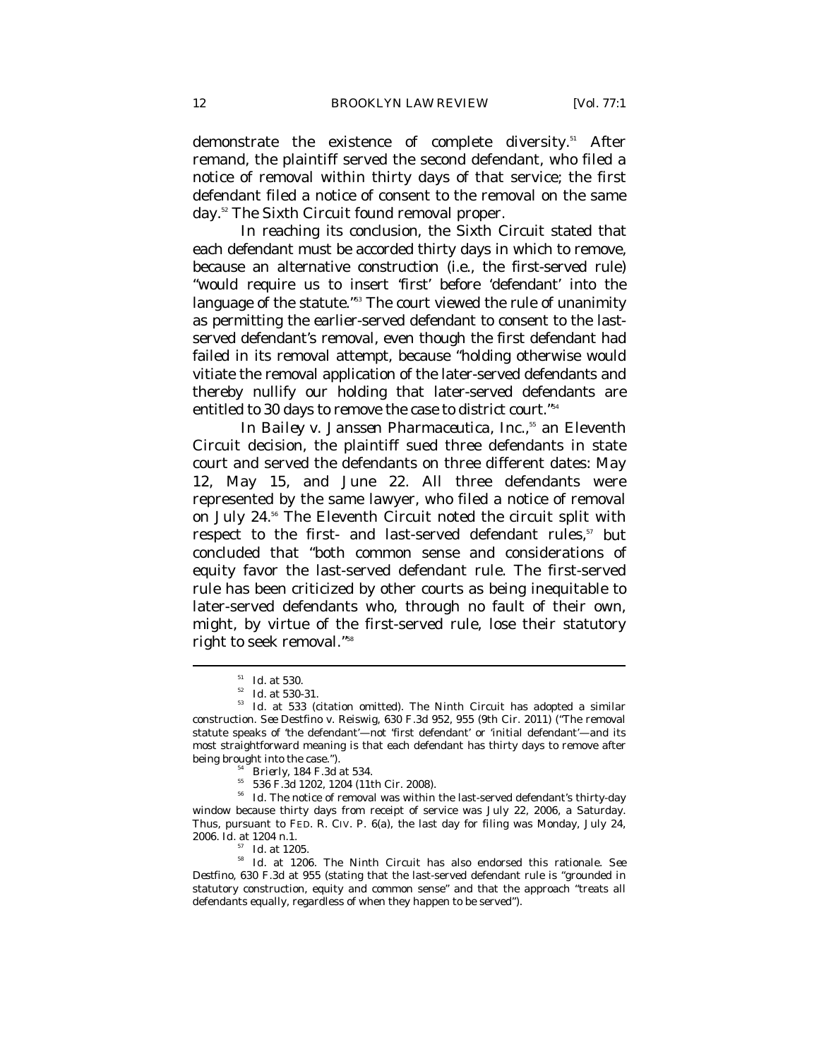demonstrate the existence of complete diversity.[51] After remand, the plaintiff served the second defendant, who filed a notice of removal within thirty days of that service; the first defendant filed a notice of consent to the removal on the same day.[52] The Sixth Circuit found removal proper.

In reaching its conclusion, the Sixth Circuit stated that each defendant must be accorded thirty days in which to remove, because an alternative construction (i.e., the first-served rule) "would require us to insert 'first' before 'defendant' into the language of the statute."[53] The court viewed the rule of unanimity as permitting the earlier-served defendant to consent to the last-served defendant's removal, even though the first defendant had failed in its removal attempt, because "holding otherwise would vitiate the removal application of the later-served defendants and thereby nullify our holding that later-served defendants are entitled to 30 days to remove the case to district court."[54]

In *Bailey v. Janssen Pharmaceutica, Inc.*,[55] an Eleventh Circuit decision, the plaintiff sued three defendants in state court and served the defendants on three different dates: May 12, May 15, and June 22. All three defendants were represented by the same lawyer, who filed a notice of removal on July 24.[56] The Eleventh Circuit noted the circuit split with respect to the first- and last-served defendant rules,[57] but concluded that "both common sense and considerations of equity favor the last-served defendant rule. The first-served rule has been criticized by other courts as being inequitable to later-served defendants who, through no fault of their own, might, by virtue of the first-served rule, lose their statutory right to seek removal."[58]

---

[51] *Id.* at 530.

[52] *Id.* at 530-31.

[53] *Id.* at 533 (citation omitted). The Ninth Circuit has adopted a similar construction. *See* Destfino v. Reiswig, 630 F.3d 952, 955 (9th Cir. 2011) ("The removal statute speaks of 'the defendant'—not 'first defendant' or 'initial defendant'—and its most straightforward meaning is that each defendant has thirty days to remove after being brought into the case.").

[54] *Brierly*, 184 F.3d at 534.

[55] 536 F.3d 1202, 1204 (11th Cir. 2008).

[56] *Id.* The notice of removal was within the last-served defendant's thirty-day window because thirty days from receipt of service was July 22, 2006, a Saturday. Thus, pursuant to FED. R. CIV. P. 6(a), the last day for filing was Monday, July 24, 2006. *Id.* at 1204 n.1.

[57] *Id.* at 1205.

[58] *Id.* at 1206. The Ninth Circuit has also endorsed this rationale. *See* *Destfino*, 630 F.3d at 955 (stating that the last-served defendant rule is "grounded in statutory construction, equity and common sense" and that the approach "treats all defendants equally, regardless of when they happen to be served").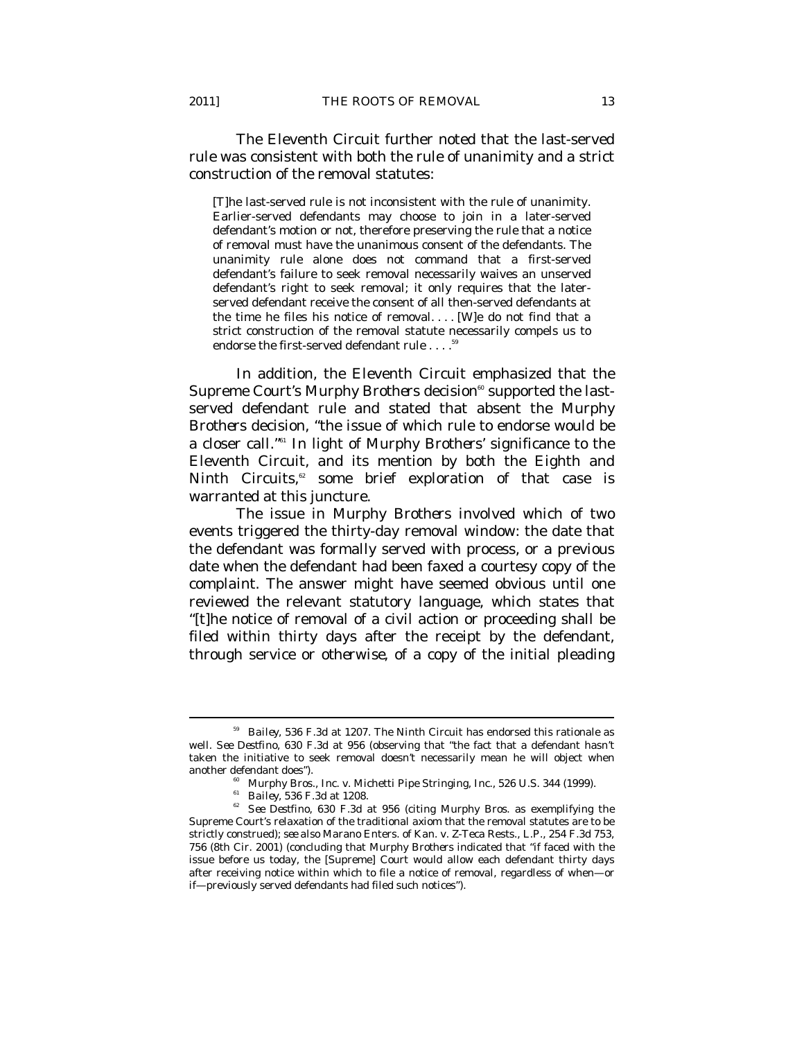The Eleventh Circuit further noted that the last-served rule was consistent with both the rule of unanimity and a strict construction of the removal statutes:

> [T]he last-served rule is not inconsistent with the rule of unanimity. Earlier-served defendants may choose to join in a later-served defendant's motion or not, therefore preserving the rule that a notice of removal must have the unanimous consent of the defendants. The unanimity rule alone does not command that a first-served defendant's failure to seek removal necessarily waives an unserved defendant's right to seek removal; it only requires that the later-served defendant receive the consent of all then-served defendants at the time he files his notice of removal. . . . [W]e do not find that a strict construction of the removal statute necessarily compels us to endorse the first-served defendant rule . . . .[59]

In addition, the Eleventh Circuit emphasized that the Supreme Court's *Murphy Brothers* decision[60] supported the last-served defendant rule and stated that absent the *Murphy Brothers* decision, "the issue of which rule to endorse would be a closer call."[61] In light of *Murphy Brothers*' significance to the Eleventh Circuit, and its mention by both the Eighth and Ninth Circuits,[62] some brief exploration of that case is warranted at this juncture.

The issue in *Murphy Brothers* involved which of two events triggered the thirty-day removal window: the date that the defendant was formally served with process, or a previous date when the defendant had been faxed a courtesy copy of the complaint. The answer might have seemed obvious until one reviewed the relevant statutory language, which states that "[t]he notice of removal of a civil action or proceeding shall be filed within thirty days after the receipt by the defendant, *through service or otherwise*, of a copy of the initial pleading

---

[59] *Bailey*, 536 F.3d at 1207. The Ninth Circuit has endorsed this rationale as well. *See Destfino*, 630 F.3d at 956 (observing that "the fact that a defendant hasn't taken the initiative to seek removal doesn't necessarily mean he will object when another defendant does").

[60] Murphy Bros., Inc. v. Michetti Pipe Stringing, Inc., 526 U.S. 344 (1999).

[61] *Bailey*, 536 F.3d at 1208.

[62] *See Destfino*, 630 F.3d at 956 (citing *Murphy Bros.* as exemplifying the Supreme Court's relaxation of the traditional axiom that the removal statutes are to be strictly construed); *see also* Marano Enters. of Kan. v. Z-Teca Rests., L.P., 254 F.3d 753, 756 (8th Cir. 2001) (concluding that *Murphy Brothers* indicated that "if faced with the issue before us today, the [Supreme] Court would allow each defendant thirty days after receiving notice within which to file a notice of removal, regardless of when—or if—previously served defendants had filed such notices").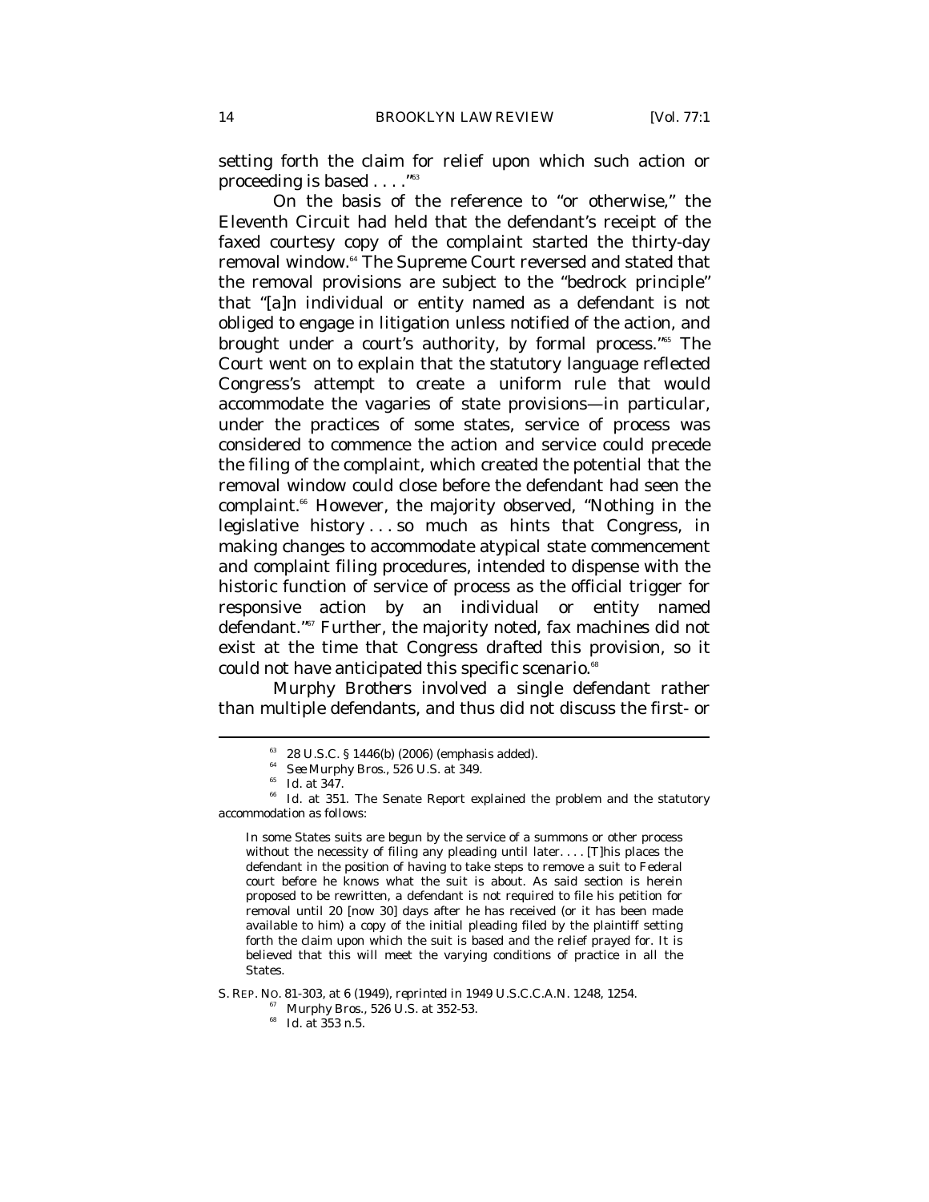setting forth the claim for relief upon which such action or proceeding is based . . . ."[63]

On the basis of the reference to "or otherwise," the Eleventh Circuit had held that the defendant's receipt of the faxed courtesy copy of the complaint started the thirty-day removal window.[64] The Supreme Court reversed and stated that the removal provisions are subject to the "bedrock principle" that "[a]n individual or entity named as a defendant is not obliged to engage in litigation unless notified of the action, and brought under a court's authority, by formal process."[65] The Court went on to explain that the statutory language reflected Congress's attempt to create a uniform rule that would accommodate the vagaries of state provisions—in particular, under the practices of some states, service of process was considered to commence the action and service could precede the filing of the complaint, which created the potential that the removal window could close before the defendant had seen the complaint.[66] However, the majority observed, "Nothing in the legislative history . . . so much as hints that Congress, in making changes to accommodate atypical state commencement and complaint filing procedures, intended to dispense with the historic function of service of process as the official trigger for responsive action by an individual or entity named defendant."[67] Further, the majority noted, fax machines did not exist at the time that Congress drafted this provision, so it could not have anticipated this specific scenario.[68]

*Murphy Brothers* involved a single defendant rather than multiple defendants, and thus did not discuss the first- or

---

[63] 28 U.S.C. § 1446(b) (2006) (emphasis added).

[64] *See Murphy Bros.*, 526 U.S. at 349.

[65] *Id.* at 347.

[66] *Id.* at 351. The Senate Report explained the problem and the statutory accommodation as follows:

> In some States suits are begun by the service of a summons or other process without the necessity of filing any pleading until later. . . . [T]his places the defendant in the position of having to take steps to remove a suit to Federal court before he knows what the suit is about. As said section is herein proposed to be rewritten, a defendant is not required to file his petition for removal until 20 [now 30] days after he has received (or it has been made available to him) a copy of the initial pleading filed by the plaintiff setting forth the claim upon which the suit is based and the relief prayed for. It is believed that this will meet the varying conditions of practice in all the States.

S. REP. NO. 81-303, at 6 (1949), *reprinted in* 1949 U.S.C.C.A.N. 1248, 1254.

[67] *Murphy Bros.*, 526 U.S. at 352-53.

[68] *Id.* at 353 n.5.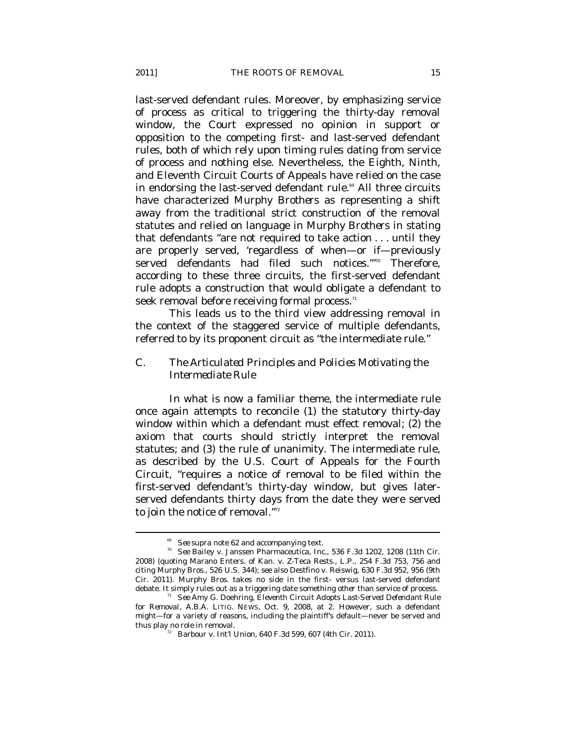last-served defendant rules. Moreover, by emphasizing service of process as critical to triggering the thirty-day removal window, the Court expressed no opinion in support or opposition to the competing first- and last-served defendant rules, both of which rely upon timing rules dating from service of process and nothing else. Nevertheless, the Eighth, Ninth, and Eleventh Circuit Courts of Appeals have relied on the case in endorsing the last-served defendant rule.[69] All three circuits have characterized *Murphy Brothers* as representing a shift away from the traditional strict construction of the removal statutes and relied on language in *Murphy Brothers* in stating that defendants "are not required to take action . . . until they are properly served, 'regardless of when—or if—previously served defendants had filed such notices.'"[70] Therefore, according to these three circuits, the first-served defendant rule adopts a construction that would obligate a defendant to seek removal before receiving formal process.[71]

This leads us to the third view addressing removal in the context of the staggered service of multiple defendants, referred to by its proponent circuit as "the intermediate rule."

## C. *The Articulated Principles and Policies Motivating the Intermediate Rule*

In what is now a familiar theme, the intermediate rule once again attempts to reconcile (1) the statutory thirty-day window within which a defendant must effect removal; (2) the axiom that courts should strictly interpret the removal statutes; and (3) the rule of unanimity. The intermediate rule, as described by the U.S. Court of Appeals for the Fourth Circuit, "requires a notice of removal to be filed within the first-served defendant's thirty-day window, but gives later-served defendants thirty days from the date they were served to join the notice of removal."[72]

---

[69] *See supra* note 62 and accompanying text.

[70] *See* Bailey v. Janssen Pharmaceutica, Inc., 536 F.3d 1202, 1208 (11th Cir. 2008) (quoting Marano Enters. of Kan. v. Z-Teca Rests., L.P., 254 F.3d 753, 756 and citing *Murphy Bros.*, 526 U.S. 344); *see also* Destfino v. Reiswig, 630 F.3d 952, 956 (9th Cir. 2011). *Murphy Bros.* takes no side in the first- versus last-served defendant debate. It simply rules out as a triggering date something other than service of process.

[71] *See* Amy G. Doehring, *Eleventh Circuit Adopts Last-Served Defendant Rule for Removal*, A.B.A. LITIG. NEWS, Oct. 9, 2008, at 2. However, such a defendant might—for a variety of reasons, including the plaintiff's default—never be served and thus play no role in removal.

[72] Barbour v. Int'l Union, 640 F.3d 599, 607 (4th Cir. 2011).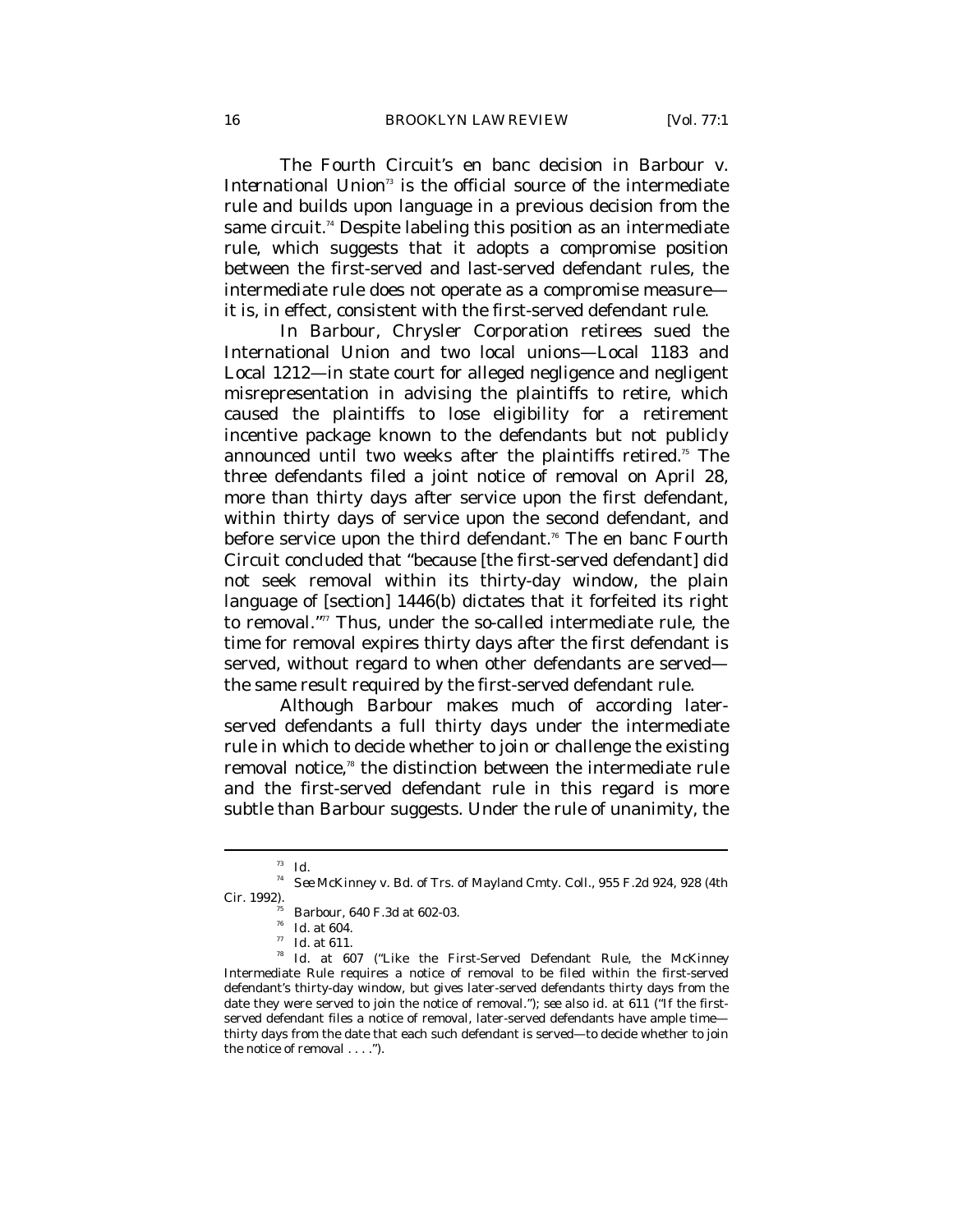The Fourth Circuit's en banc decision in *Barbour v. International Union*[73] is the official source of the intermediate rule and builds upon language in a previous decision from the same circuit.[74] Despite labeling this position as an intermediate rule, which suggests that it adopts a compromise position between the first-served and last-served defendant rules, the intermediate rule does not operate as a compromise measure—it is, in effect, consistent with the first-served defendant rule.

In *Barbour*, Chrysler Corporation retirees sued the International Union and two local unions—Local 1183 and Local 1212—in state court for alleged negligence and negligent misrepresentation in advising the plaintiffs to retire, which caused the plaintiffs to lose eligibility for a retirement incentive package known to the defendants but not publicly announced until two weeks after the plaintiffs retired.[75] The three defendants filed a joint notice of removal on April 28, more than thirty days after service upon the first defendant, within thirty days of service upon the second defendant, and before service upon the third defendant.[76] The en banc Fourth Circuit concluded that "because [the first-served defendant] did not seek removal within its thirty-day window, the plain language of [section] 1446(b) dictates that it forfeited its right to removal."[77] Thus, under the so-called intermediate rule, the time for removal expires thirty days after the first defendant is served, without regard to when other defendants are served—the same result required by the first-served defendant rule.

Although *Barbour* makes much of according later-served defendants a full thirty days under the intermediate rule in which to decide whether to join or challenge the existing removal notice,[78] the distinction between the intermediate rule and the first-served defendant rule in this regard is more subtle than *Barbour* suggests. Under the rule of unanimity, the

---

[73] *Id.*

[74] *See* McKinney v. Bd. of Trs. of Mayland Cmty. Coll., 955 F.2d 924, 928 (4th Cir. 1992).

[75] *Barbour*, 640 F.3d at 602-03.

[76] *Id.* at 604.

[77] *Id.* at 611.

[78] *Id.* at 607 ("Like the First-Served Defendant Rule, the McKinney Intermediate Rule requires a notice of removal to be filed within the first-served defendant's thirty-day window, but gives later-served defendants thirty days from the date they were served to join the notice of removal."); *see also id.* at 611 ("If the first-served defendant files a notice of removal, later-served defendants have ample time—thirty days from the date that each such defendant is served—to decide whether to join the notice of removal . . . .").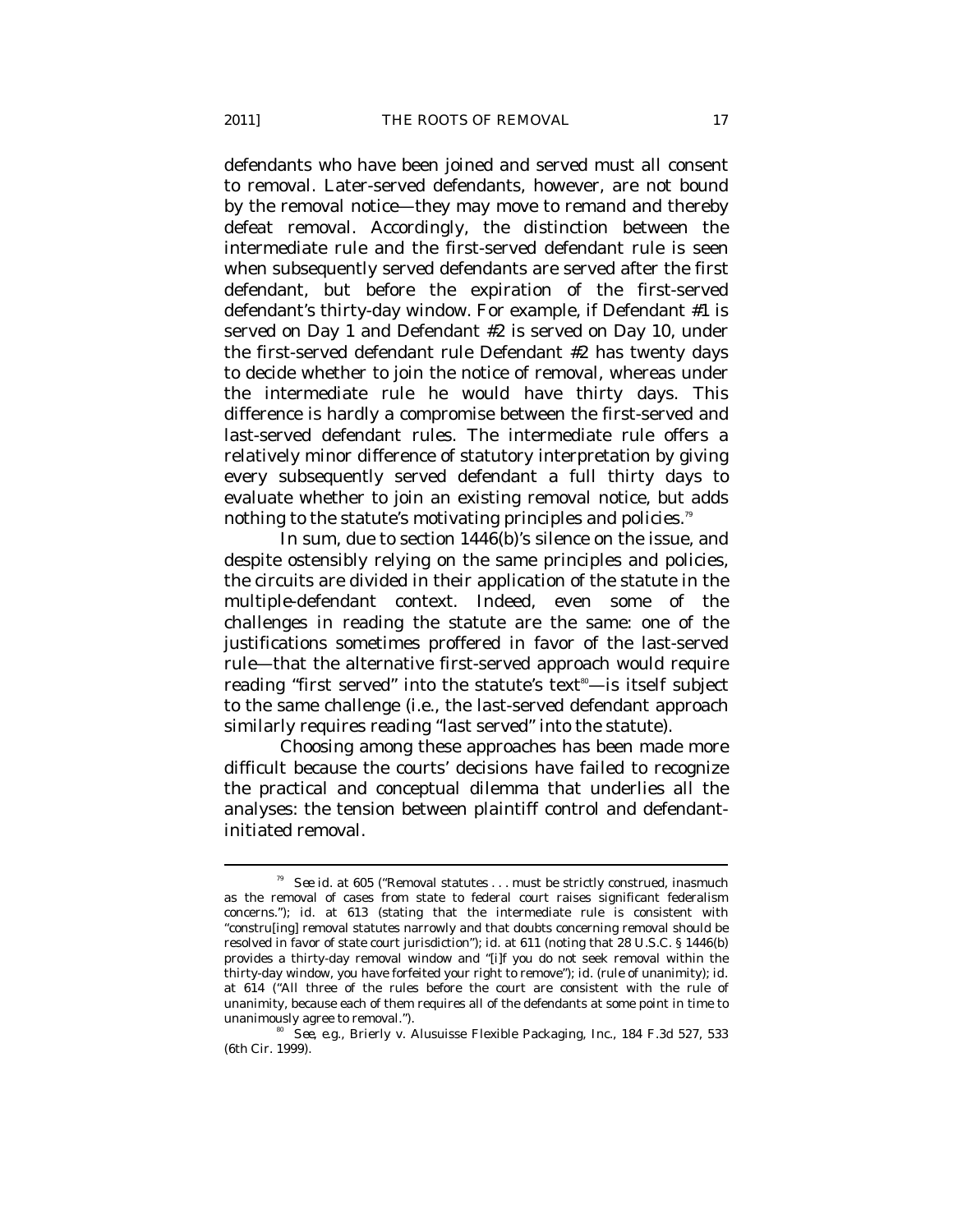defendants who have been joined and served must all consent to removal. Later-served defendants, however, are not bound by the removal notice—they may move to remand and thereby defeat removal. Accordingly, the distinction between the intermediate rule and the first-served defendant rule is seen when subsequently served defendants are served after the first defendant, but before the expiration of the first-served defendant's thirty-day window. For example, if Defendant #1 is served on Day 1 and Defendant #2 is served on Day 10, under the first-served defendant rule Defendant #2 has twenty days to decide whether to join the notice of removal, whereas under the intermediate rule he would have thirty days. This difference is hardly a compromise between the first-served and last-served defendant rules. The intermediate rule offers a relatively minor difference of statutory interpretation by giving every subsequently served defendant a full thirty days to evaluate whether to join an existing removal notice, but adds nothing to the statute's motivating principles and policies.[79]

In sum, due to section 1446(b)'s silence on the issue, and despite ostensibly relying on the same principles and policies, the circuits are divided in their application of the statute in the multiple-defendant context. Indeed, even some of the challenges in reading the statute are the same: one of the justifications sometimes proffered in favor of the last-served rule—that the alternative first-served approach would require reading "first served" into the statute's text[80]—is itself subject to the same challenge (i.e., the last-served defendant approach similarly requires reading "last served" into the statute).

Choosing among these approaches has been made more difficult because the courts' decisions have failed to recognize the practical and conceptual dilemma that underlies all the analyses: the tension between plaintiff control and defendant-initiated removal.

---

[79] *See id.* at 605 ("Removal statutes . . . must be strictly construed, inasmuch as the removal of cases from state to federal court raises significant federalism concerns."); *id.* at 613 (stating that the intermediate rule is consistent with "constru[ing] removal statutes narrowly and that doubts concerning removal should be resolved in favor of state court jurisdiction"); *id.* at 611 (noting that 28 U.S.C. § 1446(b) provides a thirty-day removal window and "[i]f you do not seek removal within the thirty-day window, you have forfeited your right to remove"); *id.* (rule of unanimity); *id.* at 614 ("All three of the rules before the court are consistent with the rule of unanimity, because each of them requires all of the defendants at some point in time to unanimously agree to removal.").

[80] *See, e.g.*, Brierly v. Alusuisse Flexible Packaging, Inc., 184 F.3d 527, 533 (6th Cir. 1999).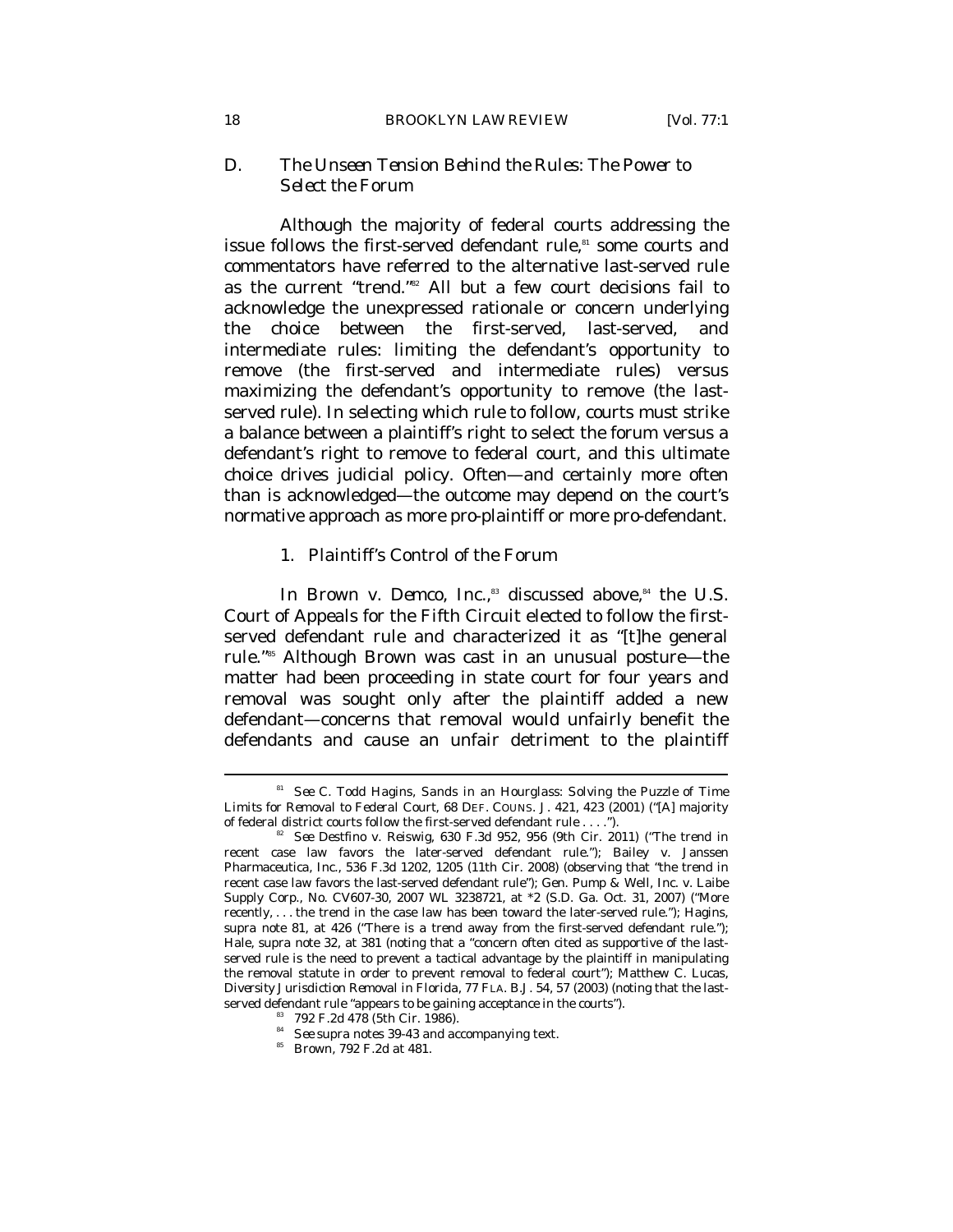### D. *The Unseen Tension Behind the Rules: The Power to Select the Forum*

Although the majority of federal courts addressing the issue follows the first-served defendant rule,[81] some courts and commentators have referred to the alternative last-served rule as the current "trend."[82] All but a few court decisions fail to acknowledge the unexpressed rationale or concern underlying the choice between the first-served, last-served, and intermediate rules: limiting the defendant's opportunity to remove (the first-served and intermediate rules) versus maximizing the defendant's opportunity to remove (the last-served rule). In selecting which rule to follow, courts must strike a balance between a plaintiff's right to select the forum versus a defendant's right to remove to federal court, and this ultimate choice drives judicial policy. Often—and certainly more often than is acknowledged—the outcome may depend on the court's normative approach as more pro-plaintiff or more pro-defendant.

#### 1. Plaintiff's Control of the Forum

In *Brown v. Demco, Inc.*,[83] discussed above,[84] the U.S. Court of Appeals for the Fifth Circuit elected to follow the first-served defendant rule and characterized it as "[t]he general rule."[85] Although *Brown* was cast in an unusual posture—the matter had been proceeding in state court for four years and removal was sought only after the plaintiff added a new defendant—concerns that removal would unfairly benefit the defendants and cause an unfair detriment to the plaintiff

---

[81] *See* C. Todd Hagins, *Sands in an Hourglass: Solving the Puzzle of Time Limits for Removal to Federal Court*, 68 DEF. COUNS. J. 421, 423 (2001) ("[A] majority of federal district courts follow the first-served defendant rule . . . .").

[82] *See* Destfino v. Reiswig, 630 F.3d 952, 956 (9th Cir. 2011) ("The trend in recent case law favors the later-served defendant rule."); Bailey v. Janssen Pharmaceutica, Inc., 536 F.3d 1202, 1205 (11th Cir. 2008) (observing that "the trend in recent case law favors the last-served defendant rule"); Gen. Pump & Well, Inc. v. Laibe Supply Corp., No. CV607-30, 2007 WL 3238721, at *2 (S.D. Ga. Oct. 31, 2007) ("More recently, . . . the trend in the case law has been toward the later-served rule."); Hagins, *supra* note 81, at 426 ("There is a trend away from the first-served defendant rule."); Hale, *supra* note 32, at 381 (noting that a "concern often cited as supportive of the last-served rule is the need to prevent a tactical advantage by the plaintiff in manipulating the removal statute in order to prevent removal to federal court"); Matthew C. Lucas, *Diversity Jurisdiction Removal in Florida*, 77 FLA. B.J. 54, 57 (2003) (noting that the last-served defendant rule "appears to be gaining acceptance in the courts").

[83] 792 F.2d 478 (5th Cir. 1986).

[84] *See supra* notes 39-43 and accompanying text.

[85] *Brown*, 792 F.2d at 481.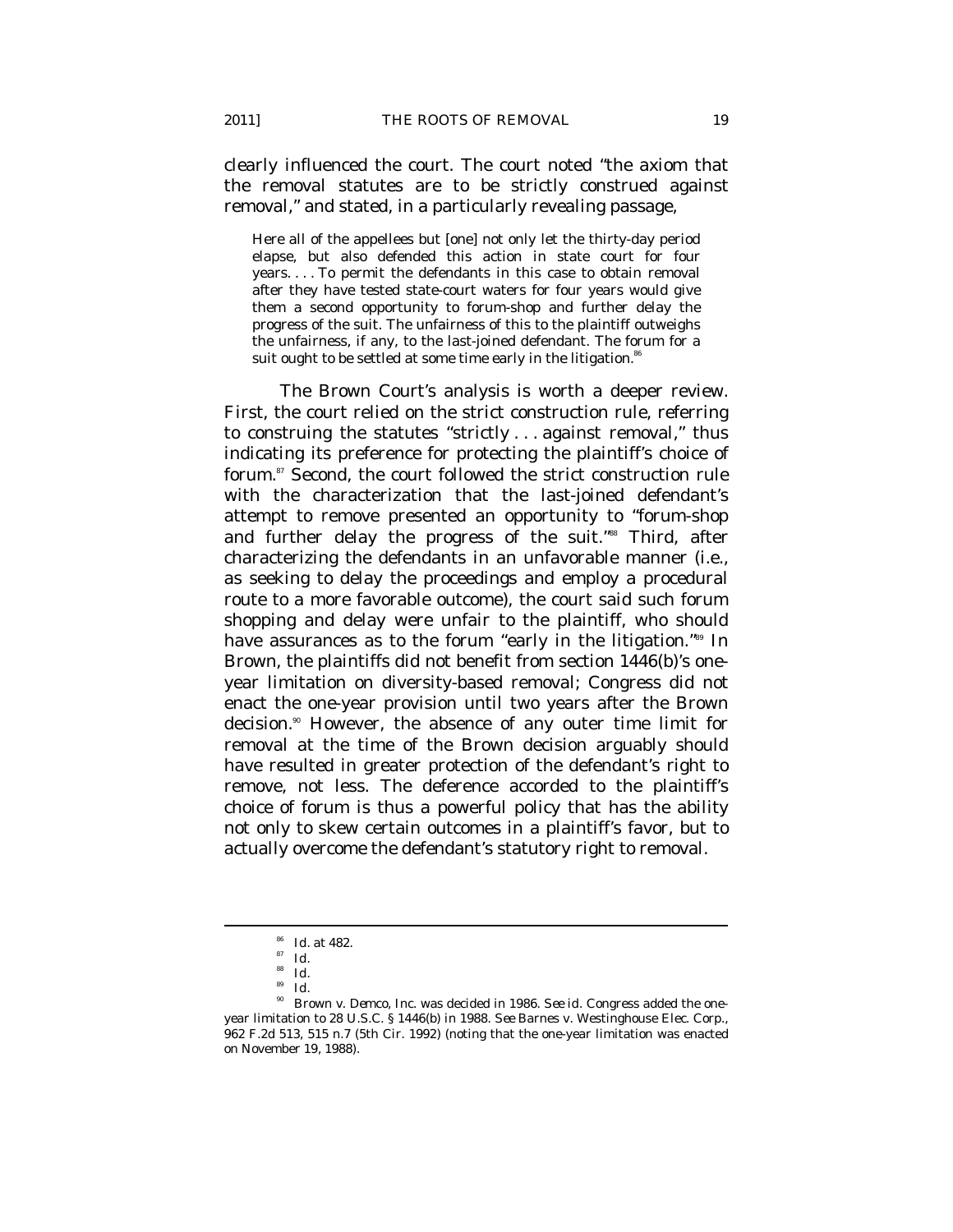clearly influenced the court. The court noted "the axiom that the removal statutes are to be strictly construed against removal," and stated, in a particularly revealing passage,

> Here all of the appellees but [one] not only let the thirty-day period elapse, but also defended this action in state court for four years. . . . To permit the defendants in this case to obtain removal after they have tested state-court waters for four years would give them a second opportunity to forum-shop and further delay the progress of the suit. The unfairness of this to the plaintiff outweighs the unfairness, if any, to the last-joined defendant. The forum for a suit ought to be settled at some time early in the litigation.[86]

The *Brown* Court's analysis is worth a deeper review. First, the court relied on the strict construction rule, referring to construing the statutes "strictly . . . against removal," thus indicating its preference for protecting the plaintiff's choice of forum.[87] Second, the court followed the strict construction rule with the characterization that the last-joined defendant's attempt to remove presented an opportunity to "forum-shop and further delay the progress of the suit."[88] Third, after characterizing the defendants in an unfavorable manner (i.e., as seeking to delay the proceedings and employ a procedural route to a more favorable outcome), the court said such forum shopping and delay were unfair to the plaintiff, who should have assurances as to the forum "early in the litigation."[89] In *Brown*, the plaintiffs did not benefit from section 1446(b)'s one-year limitation on diversity-based removal; Congress did not enact the one-year provision until two years after the *Brown* decision.[90] However, the absence of any outer time limit for removal at the time of the *Brown* decision arguably should have resulted in greater protection of the defendant's right to remove, not less. The deference accorded to the plaintiff's choice of forum is thus a powerful policy that has the ability not only to skew certain outcomes in a plaintiff's favor, but to actually overcome the defendant's statutory right to removal.

---

[86] *Id.* at 482.

[87] *Id.*

[88] *Id.*

[89] *Id.*

[90] *Brown v. Demco, Inc.* was decided in 1986. *See id.* Congress added the one-year limitation to 28 U.S.C. § 1446(b) in 1988. *See* Barnes v. Westinghouse Elec. Corp., 962 F.2d 513, 515 n.7 (5th Cir. 1992) (noting that the one-year limitation was enacted on November 19, 1988).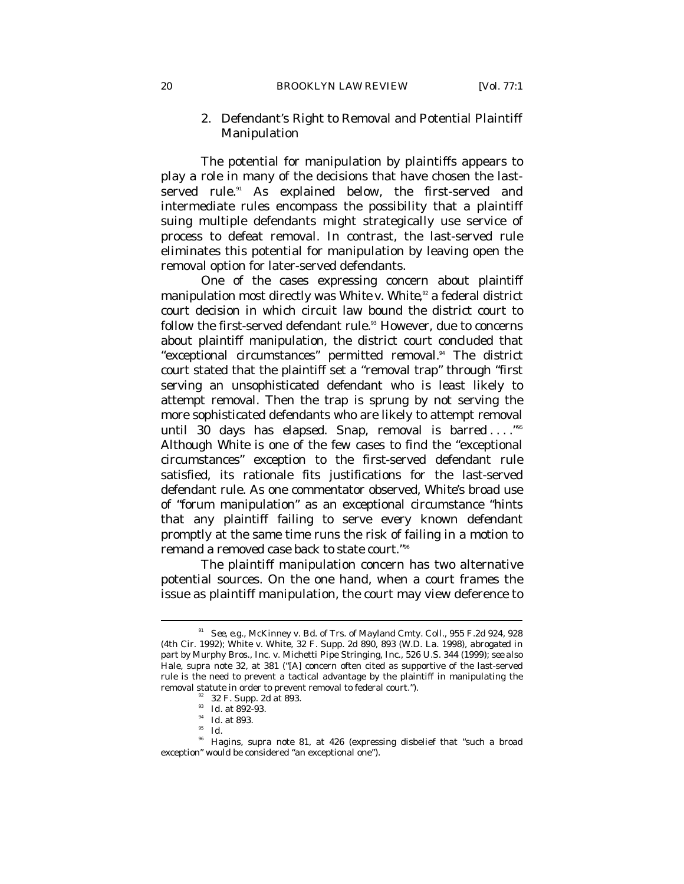### 2. Defendant's Right to Removal and Potential Plaintiff Manipulation

The potential for manipulation by plaintiffs appears to play a role in many of the decisions that have chosen the last-served rule.[91] As explained below, the first-served and intermediate rules encompass the possibility that a plaintiff suing multiple defendants might strategically use service of process to defeat removal. In contrast, the last-served rule eliminates this potential for manipulation by leaving open the removal option for later-served defendants.

One of the cases expressing concern about plaintiff manipulation most directly was *White v. White*,[92] a federal district court decision in which circuit law bound the district court to follow the first-served defendant rule.[93] However, due to concerns about plaintiff manipulation, the district court concluded that "exceptional circumstances" permitted removal.[94] The district court stated that the plaintiff set a "removal trap" through "first serving an unsophisticated defendant who is least likely to attempt removal. Then the trap is sprung by not serving the more sophisticated defendants who are likely to attempt removal until 30 days has elapsed. Snap, removal is barred . . . ."[95] Although *White* is one of the few cases to find the "exceptional circumstances" exception to the first-served defendant rule satisfied, its rationale fits justifications for the last-served defendant rule. As one commentator observed, *White*'s broad use of "forum manipulation" as an exceptional circumstance "hints that any plaintiff failing to serve every known defendant promptly at the same time runs the risk of failing in a motion to remand a removed case back to state court."[96]

The plaintiff manipulation concern has two alternative potential sources. On the one hand, when a court frames the issue as plaintiff manipulation, the court may view deference to

---

[91] *See, e.g.*, McKinney v. Bd. of Trs. of Mayland Cmty. Coll., 955 F.2d 924, 928 (4th Cir. 1992); White v. White, 32 F. Supp. 2d 890, 893 (W.D. La. 1998), *abrogated in part by* Murphy Bros., Inc. v. Michetti Pipe Stringing, Inc., 526 U.S. 344 (1999); *see also* Hale, *supra* note 32, at 381 ("[A] concern often cited as supportive of the last-served rule is the need to prevent a tactical advantage by the plaintiff in manipulating the removal statute in order to prevent removal to federal court.").

[92] 32 F. Supp. 2d at 893.

[93] *Id.* at 892-93.

[94] *Id.* at 893.

[95] *Id.*

[96] Hagins, *supra* note 81, at 426 (expressing disbelief that "such a broad exception" would be considered "an exceptional one").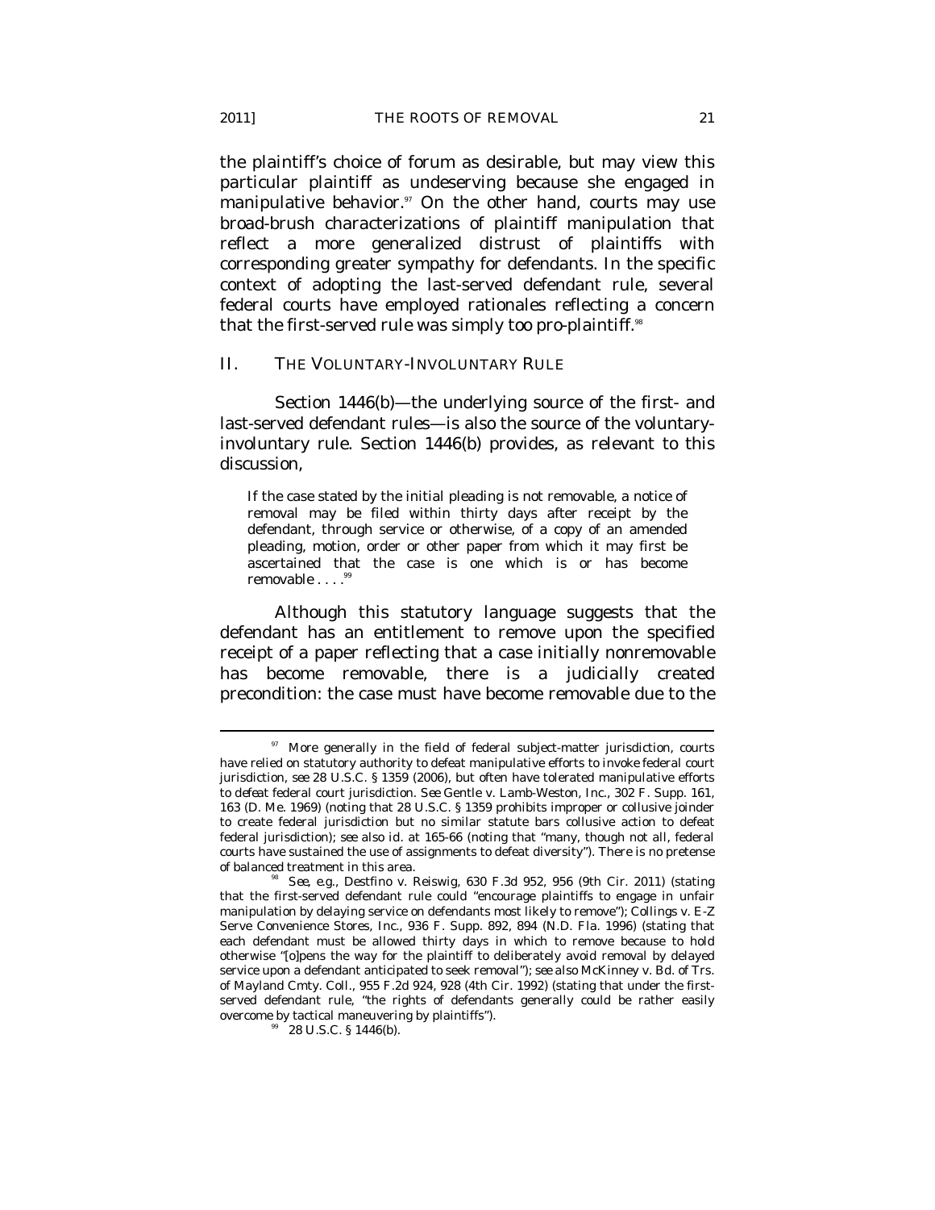the plaintiff's choice of forum as desirable, but may view this particular plaintiff as undeserving because she engaged in manipulative behavior.[97] On the other hand, courts may use broad-brush characterizations of plaintiff manipulation that reflect a more generalized distrust of plaintiffs with corresponding greater sympathy for defendants. In the specific context of adopting the last-served defendant rule, several federal courts have employed rationales reflecting a concern that the first-served rule was simply too pro-plaintiff.[98]

## II. THE VOLUNTARY-INVOLUNTARY RULE

Section 1446(b)—the underlying source of the first- and last-served defendant rules—is also the source of the voluntary-involuntary rule. Section 1446(b) provides, as relevant to this discussion,

> If the case stated by the initial pleading is not removable, a notice of removal may be filed within thirty days after receipt by the defendant, through service or otherwise, of a copy of an amended pleading, motion, order or other paper from which it may first be ascertained that the case is one which is or has become removable . . . .[99]

Although this statutory language suggests that the defendant has an entitlement to remove upon the specified receipt of a paper reflecting that a case initially nonremovable has become removable, there is a judicially created precondition: the case must have become removable due to the

---

[97] More generally in the field of federal subject-matter jurisdiction, courts have relied on statutory authority to defeat manipulative efforts to invoke federal court jurisdiction, *see* 28 U.S.C. § 1359 (2006), but often have tolerated manipulative efforts to defeat federal court jurisdiction. *See* Gentle v. Lamb-Weston, Inc., 302 F. Supp. 161, 163 (D. Me. 1969) (noting that 28 U.S.C. § 1359 prohibits improper or collusive joinder to create federal jurisdiction but no similar statute bars collusive action to defeat federal jurisdiction); *see also id.* at 165-66 (noting that "many, though not all, federal courts have sustained the use of assignments to defeat diversity"). There is no pretense of balanced treatment in this area.

[98] *See, e.g.*, Destfino v. Reiswig, 630 F.3d 952, 956 (9th Cir. 2011) (stating that the first-served defendant rule could "encourage plaintiffs to engage in unfair manipulation by delaying service on defendants most likely to remove"); Collings v. E-Z Serve Convenience Stores, Inc., 936 F. Supp. 892, 894 (N.D. Fla. 1996) (stating that each defendant must be allowed thirty days in which to remove because to hold otherwise "[o]pens the way for the plaintiff to deliberately avoid removal by delayed service upon a defendant anticipated to seek removal"); *see also* McKinney v. Bd. of Trs. of Mayland Cmty. Coll., 955 F.2d 924, 928 (4th Cir. 1992) (stating that under the first-served defendant rule, "the rights of defendants generally could be rather easily overcome by tactical maneuvering by plaintiffs").

[99] 28 U.S.C. § 1446(b).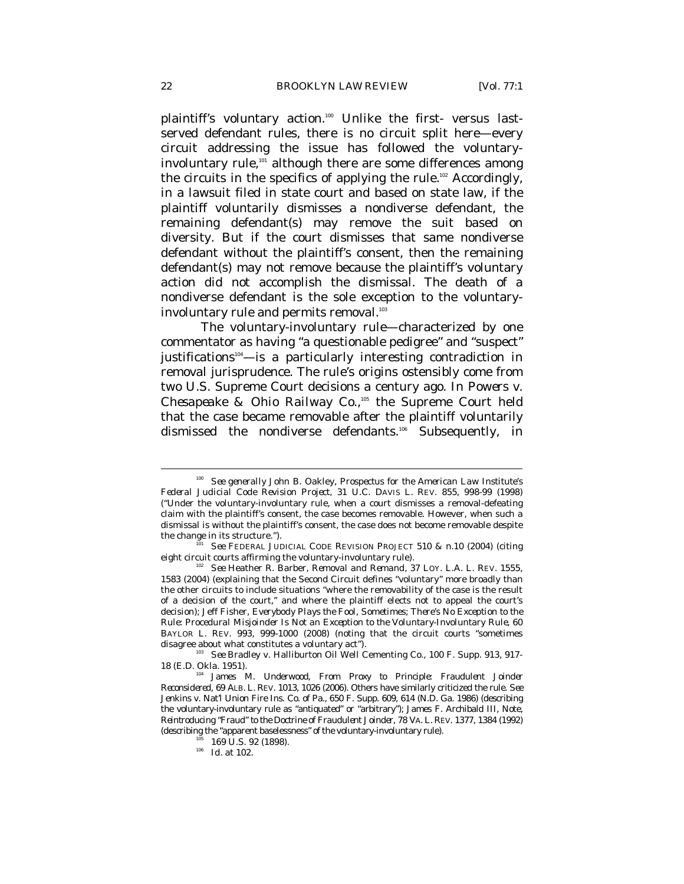plaintiff's voluntary action.[100] Unlike the first- versus last-served defendant rules, there is no circuit split here—every circuit addressing the issue has followed the voluntary-involuntary rule,[101] although there are some differences among the circuits in the specifics of applying the rule.[102] Accordingly, in a lawsuit filed in state court and based on state law, if the plaintiff voluntarily dismisses a nondiverse defendant, the remaining defendant(s) may remove the suit based on diversity. But if the court dismisses that same nondiverse defendant without the plaintiff's consent, then the remaining defendant(s) may not remove because the plaintiff's voluntary action did not accomplish the dismissal. The death of a nondiverse defendant is the sole exception to the voluntary-involuntary rule and permits removal.[103]

The voluntary-involuntary rule—characterized by one commentator as having "a questionable pedigree" and "suspect" justifications[104]—is a particularly interesting contradiction in removal jurisprudence. The rule's origins ostensibly come from two U.S. Supreme Court decisions a century ago. In *Powers v. Chesapeake & Ohio Railway Co.*,[105] the Supreme Court held that the case became removable after the plaintiff voluntarily dismissed the nondiverse defendants.[106] Subsequently, in

---

[100] *See generally* John B. Oakley, *Prospectus for the American Law Institute's Federal Judicial Code Revision Project*, 31 U.C. DAVIS L. REV. 855, 998-99 (1998) ("Under the voluntary-involuntary rule, when a court dismisses a removal-defeating claim with the plaintiff's consent, the case becomes removable. However, when such a dismissal is without the plaintiff's consent, the case does not become removable despite the change in its structure.").

[101] *See* FEDERAL JUDICIAL CODE REVISION PROJECT 510 & n.10 (2004) (citing eight circuit courts affirming the voluntary-involuntary rule).

[102] *See* Heather R. Barber, *Removal and Remand*, 37 LOY. L.A. L. REV. 1555, 1583 (2004) (explaining that the Second Circuit defines "voluntary" more broadly than the other circuits to include situations "where the removability of the case is the result of a decision of the court," and where the plaintiff elects not to appeal the court's decision); Jeff Fisher, *Everybody Plays the Fool, Sometimes; There's No Exception to the Rule: Procedural Misjoinder Is Not an Exception to the Voluntary-Involuntary Rule*, 60 BAYLOR L. REV. 993, 999-1000 (2008) (noting that the circuit courts "sometimes disagree about what constitutes a voluntary act").

[103] *See* Bradley v. Halliburton Oil Well Cementing Co., 100 F. Supp. 913, 917-18 (E.D. Okla. 1951).

[104] James M. Underwood, *From Proxy to Principle: Fraudulent Joinder Reconsidered*, 69 ALB. L. REV. 1013, 1026 (2006). Others have similarly criticized the rule. *See* Jenkins v. Nat'l Union Fire Ins. Co. of Pa., 650 F. Supp. 609, 614 (N.D. Ga. 1986) (describing the voluntary-involuntary rule as "antiquated" or "arbitrary"); James F. Archibald III, Note, *Reintroducing "Fraud" to the Doctrine of Fraudulent Joinder*, 78 VA. L. REV. 1377, 1384 (1992) (describing the "apparent baselessness" of the voluntary-involuntary rule).

[105] 169 U.S. 92 (1898).

[106] *Id.* at 102.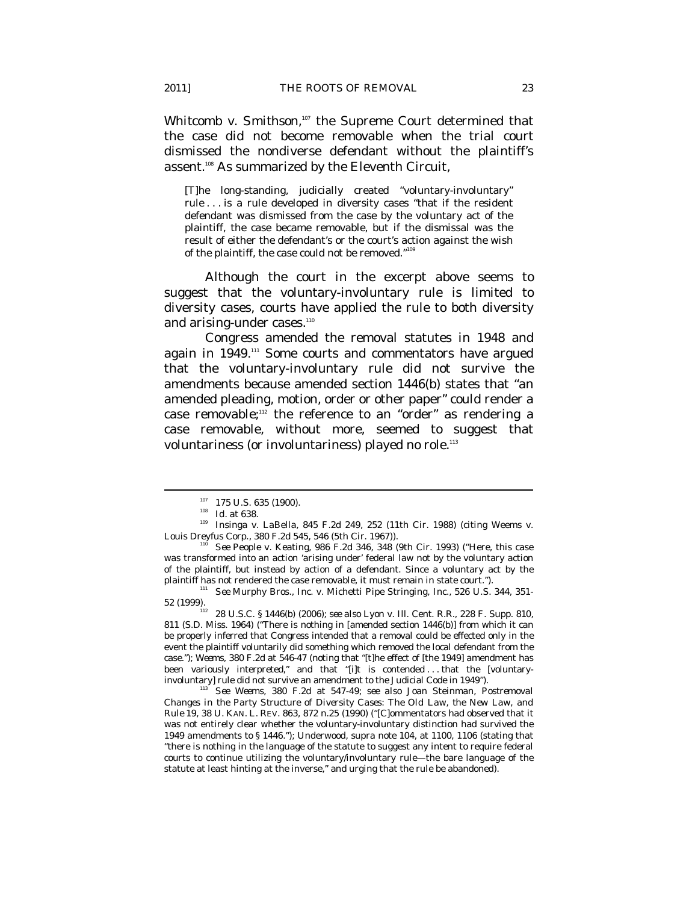*Whitcomb v. Smithson*,[107] the Supreme Court determined that the case did not become removable when the trial court dismissed the nondiverse defendant without the plaintiff's assent.[108] As summarized by the Eleventh Circuit,

> [T]he long-standing, judicially created "voluntary-involuntary" rule . . . is a rule developed in diversity cases "that if the resident defendant was dismissed from the case by the voluntary act of the plaintiff, the case became removable, but if the dismissal was the result of either the defendant's or the court's action against the wish of the plaintiff, the case could not be removed."[109]

Although the court in the excerpt above seems to suggest that the voluntary-involuntary rule is limited to diversity cases, courts have applied the rule to both diversity and arising-under cases.[110]

Congress amended the removal statutes in 1948 and again in 1949.[111] Some courts and commentators have argued that the voluntary-involuntary rule did not survive the amendments because amended section 1446(b) states that "an amended pleading, motion, order or other paper" could render a case removable;[112] the reference to an "order" as rendering a case removable, without more, seemed to suggest that voluntariness (or involuntariness) played no role.[113]

---

[107] 175 U.S. 635 (1900).

[108] *Id.* at 638.

[109] *Insinga v. LaBella*, 845 F.2d 249, 252 (11th Cir. 1988) (citing *Weems v. Louis Dreyfus Corp.*, 380 F.2d 545, 546 (5th Cir. 1967)).

[110] *See People v. Keating*, 986 F.2d 346, 348 (9th Cir. 1993) ("Here, this case was transformed into an action 'arising under' federal law not by the voluntary action of the plaintiff, but instead by action of a defendant. Since a voluntary act by the plaintiff has not rendered the case removable, it must remain in state court.").

[111] *See Murphy Bros., Inc. v. Michetti Pipe Stringing, Inc.*, 526 U.S. 344, 351-52 (1999).

[112] 28 U.S.C. § 1446(b) (2006); *see also Lyon v. Ill. Cent. R.R.*, 228 F. Supp. 810, 811 (S.D. Miss. 1964) ("There is nothing in [amended section 1446(b)] from which it can be properly inferred that Congress intended that a removal could be effected only in the event the plaintiff voluntarily did something which removed the local defendant from the case."); *Weems*, 380 F.2d at 546-47 (noting that "[t]he effect of [the 1949] amendment has been variously interpreted," and that "[i]t is contended . . . that the [voluntary-involuntary] rule did not survive an amendment to the Judicial Code in 1949").

[113] *See Weems*, 380 F.2d at 547-49; *see also* Joan Steinman, *Postremoval Changes in the Party Structure of Diversity Cases: The Old Law, the New Law, and Rule 19*, 38 U. KAN. L. REV. 863, 872 n.25 (1990) ("[C]ommentators had observed that it was not entirely clear whether the voluntary-involuntary distinction had survived the 1949 amendments to § 1446."); Underwood, *supra* note 104, at 1100, 1106 (stating that "there is nothing in the language of the statute to suggest any intent to require federal courts to continue utilizing the voluntary/involuntary rule—the bare language of the statute at least hinting at the inverse," and urging that the rule be abandoned).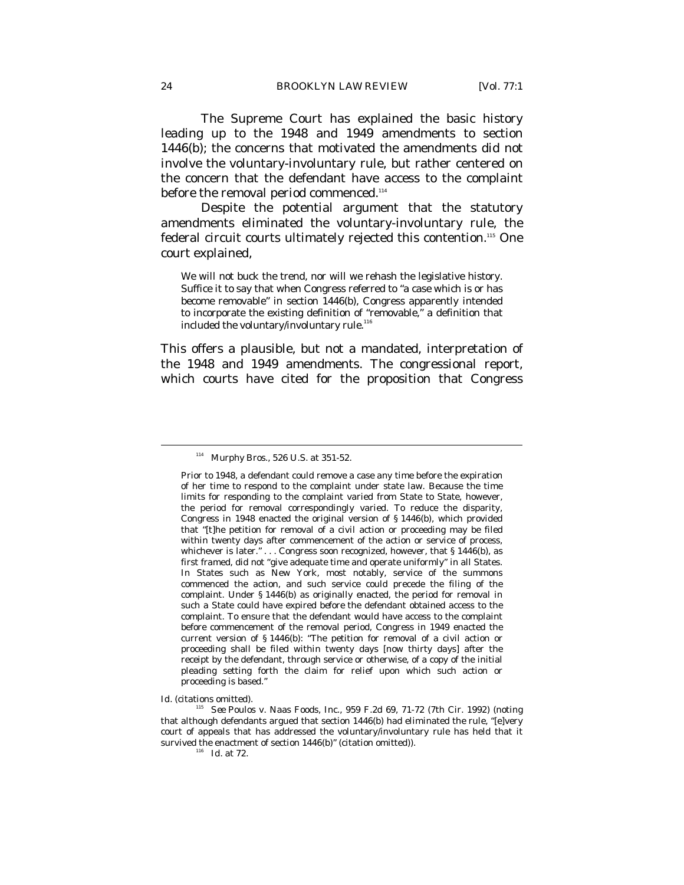The Supreme Court has explained the basic history leading up to the 1948 and 1949 amendments to section 1446(b); the concerns that motivated the amendments did not involve the voluntary-involuntary rule, but rather centered on the concern that the defendant have access to the complaint before the removal period commenced.[114]

Despite the potential argument that the statutory amendments eliminated the voluntary-involuntary rule, the federal circuit courts ultimately rejected this contention.[115] One court explained,

> We will not buck the trend, nor will we rehash the legislative history. Suffice it to say that when Congress referred to "a case which is or has become removable" in section 1446(b), Congress apparently intended to incorporate the existing definition of "removable," a definition that included the voluntary/involuntary rule.[116]

This offers a plausible, but not a mandated, interpretation of the 1948 and 1949 amendments. The congressional report, which courts have cited for the proposition that Congress

---

[114] *Murphy Bros.*, 526 U.S. at 351-52.

> Prior to 1948, a defendant could remove a case any time before the expiration of her time to respond to the complaint under state law. Because the time limits for responding to the complaint varied from State to State, however, the period for removal correspondingly varied. To reduce the disparity, Congress in 1948 enacted the original version of § 1446(b), which provided that "[t]he petition for removal of a civil action or proceeding may be filed within twenty days after commencement of the action or service of process, whichever is later." . . . Congress soon recognized, however, that § 1446(b), as first framed, did not "give adequate time and operate uniformly" in all States. In States such as New York, most notably, service of the summons commenced the action, and such service could precede the filing of the complaint. Under § 1446(b) as originally enacted, the period for removal in such a State could have expired *before* the defendant obtained access to the complaint. To ensure that the defendant would have access to the complaint before commencement of the removal period, Congress in 1949 enacted the current version of § 1446(b): "The petition for removal of a civil action or proceeding shall be filed within twenty days [now thirty days] after the receipt by the defendant, through service or otherwise, of a copy of the initial pleading setting forth the claim for relief upon which such action or proceeding is based."

*Id.* (citations omitted).

[115] *See* Poulos v. Naas Foods, Inc., 959 F.2d 69, 71-72 (7th Cir. 1992) (noting that although defendants argued that section 1446(b) had eliminated the rule, "[e]very court of appeals that has addressed the voluntary/involuntary rule has held that it survived the enactment of section 1446(b)" (citation omitted)).

[116] *Id.* at 72.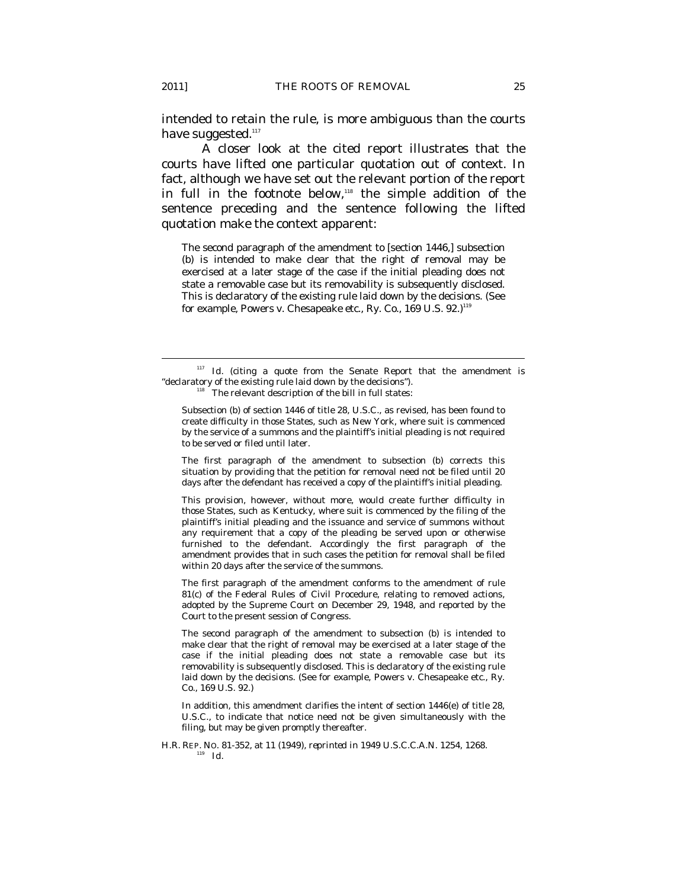intended to retain the rule, is more ambiguous than the courts have suggested.[117]

A closer look at the cited report illustrates that the courts have lifted one particular quotation out of context. In fact, although we have set out the relevant portion of the report in full in the footnote below,[118] the simple addition of the sentence preceding and the sentence following the lifted quotation make the context apparent:

> The second paragraph of the amendment to [section 1446,] subsection (b) is intended to make clear that the right of removal may be exercised at a later stage of the case if the initial pleading does not state a removable case but its removability is subsequently disclosed. This is declaratory of the existing rule laid down by the decisions. (See for example, Powers v. Chesapeake etc., Ry. Co., 169 U.S. 92.)[119]

---

[117] *Id.* (citing a quote from the Senate Report that the amendment is "declaratory of the existing rule laid down by the decisions").

[118] The relevant description of the bill in full states:

> Subsection (b) of section 1446 of title 28, U.S.C., as revised, has been found to create difficulty in those States, such as New York, where suit is commenced by the service of a summons and the plaintiff's initial pleading is not required to be served or filed until later.
>
> The first paragraph of the amendment to subsection (b) corrects this situation by providing that the petition for removal need not be filed until 20 days after the defendant has received a copy of the plaintiff's initial pleading.
>
> This provision, however, without more, would create further difficulty in those States, such as Kentucky, where suit is commenced by the filing of the plaintiff's initial pleading and the issuance and service of summons without any requirement that a copy of the pleading be served upon or otherwise furnished to the defendant. Accordingly the first paragraph of the amendment provides that in such cases the petition for removal shall be filed within 20 days after the service of the summons.
>
> The first paragraph of the amendment conforms to the amendment of rule 81(c) of the Federal Rules of Civil Procedure, relating to removed actions, adopted by the Supreme Court on December 29, 1948, and reported by the Court to the present session of Congress.
>
> The second paragraph of the amendment to subsection (b) is intended to make clear that the right of removal may be exercised at a later stage of the case if the initial pleading does not state a removable case but its removability is subsequently disclosed. This is declaratory of the existing rule laid down by the decisions. (See for example, Powers v. Chesapeake etc., Ry. Co., 169 U.S. 92.)
>
> In addition, this amendment clarifies the intent of section 1446(e) of title 28, U.S.C., to indicate that notice need not be given simultaneously with the filing, but may be given promptly thereafter.

H.R. REP. NO. 81-352, at 11 (1949), *reprinted in* 1949 U.S.C.C.A.N. 1254, 1268.

[119] *Id.*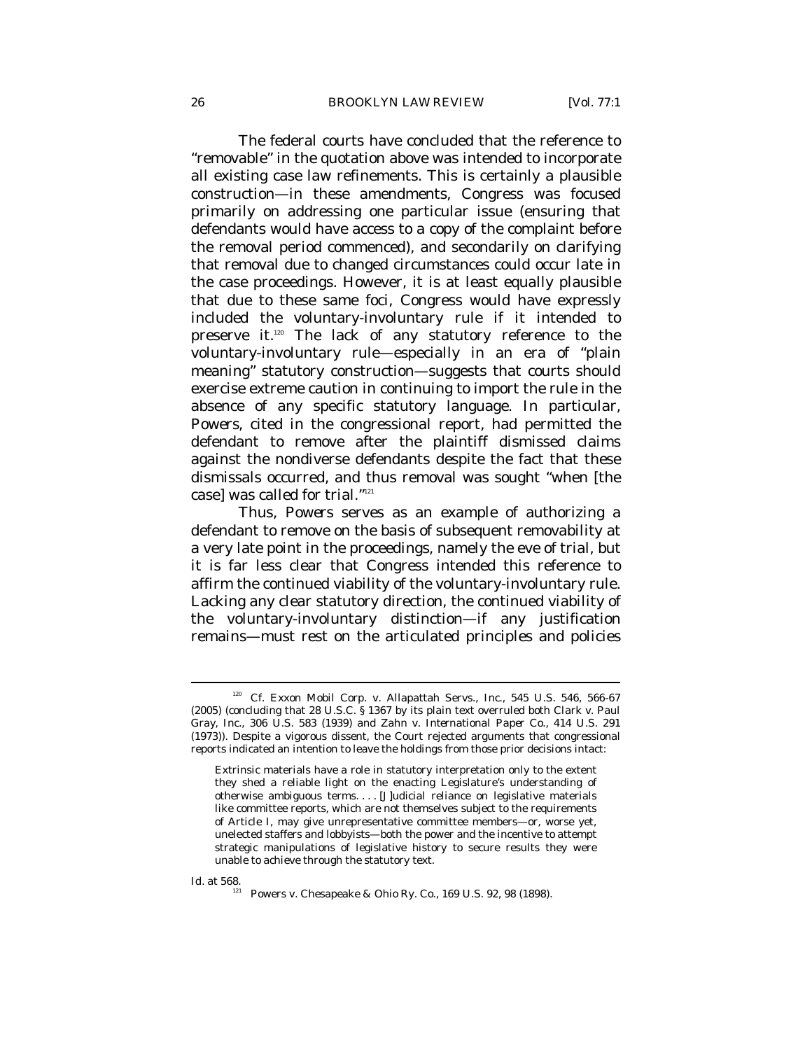The federal courts have concluded that the reference to "removable" in the quotation above was intended to incorporate all existing case law refinements. This is certainly a plausible construction—in these amendments, Congress was focused primarily on addressing one particular issue (ensuring that defendants would have access to a copy of the complaint before the removal period commenced), and secondarily on clarifying that removal due to changed circumstances could occur late in the case proceedings. However, it is at least equally plausible that due to these same foci, Congress would have expressly included the voluntary-involuntary rule if it intended to preserve it.[120] The lack of any statutory reference to the voluntary-involuntary rule—especially in an era of "plain meaning" statutory construction—suggests that courts should exercise extreme caution in continuing to import the rule in the absence of any specific statutory language. In particular, *Powers*, cited in the congressional report, had permitted the defendant to remove after the plaintiff dismissed claims against the nondiverse defendants despite the fact that these dismissals occurred, and thus removal was sought "when [the case] was called for trial."[121]

Thus, *Powers* serves as an example of authorizing a defendant to remove on the basis of subsequent removability at a very late point in the proceedings, namely the eve of trial, but it is far less clear that Congress intended this reference to affirm the continued viability of the voluntary-involuntary rule. Lacking any clear statutory direction, the continued viability of the voluntary-involuntary distinction—if any justification remains—must rest on the articulated principles and policies

---

[120] *Cf.* Exxon Mobil Corp. v. Allapattah Servs., Inc., 545 U.S. 546, 566-67 (2005) (concluding that 28 U.S.C. § 1367 by its plain text overruled both *Clark v. Paul Gray, Inc.*, 306 U.S. 583 (1939) and *Zahn v. International Paper Co.*, 414 U.S. 291 (1973)). Despite a vigorous dissent, the Court rejected arguments that congressional reports indicated an intention to leave the holdings from those prior decisions intact:

> Extrinsic materials have a role in statutory interpretation only to the extent they shed a reliable light on the enacting Legislature's understanding of otherwise ambiguous terms. . . . [J]udicial reliance on legislative materials like committee reports, which are not themselves subject to the requirements of Article I, may give unrepresentative committee members—or, worse yet, unelected staffers and lobbyists—both the power and the incentive to attempt strategic manipulations of legislative history to secure results they were unable to achieve through the statutory text.

*Id.* at 568.

[121] Powers v. Chesapeake & Ohio Ry. Co., 169 U.S. 92, 98 (1898).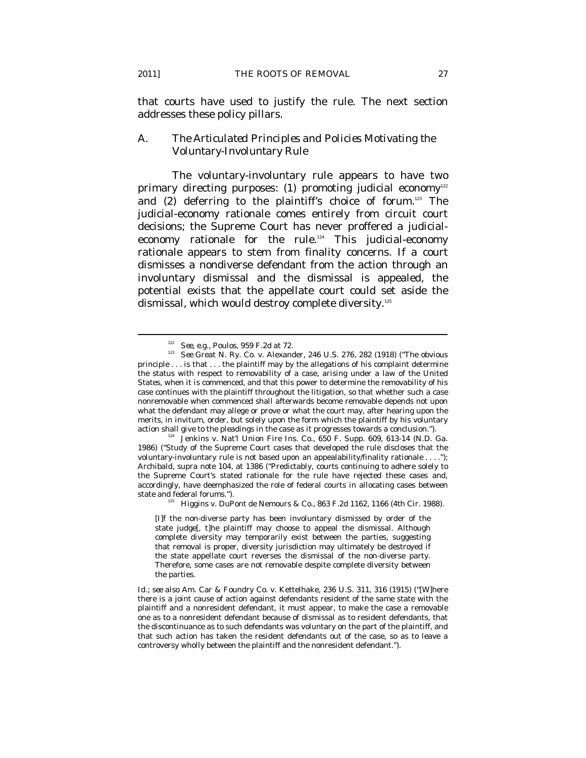that courts have used to justify the rule. The next section addresses these policy pillars.

### A. *The Articulated Principles and Policies Motivating the Voluntary-Involuntary Rule*

The voluntary-involuntary rule appears to have two primary directing purposes: (1) promoting judicial economy[122] and (2) deferring to the plaintiff's choice of forum.[123] The judicial-economy rationale comes entirely from circuit court decisions; the Supreme Court has never proffered a judicial-economy rationale for the rule.[124] This judicial-economy rationale appears to stem from finality concerns. If a court dismisses a nondiverse defendant from the action through an involuntary dismissal and the dismissal is appealed, the potential exists that the appellate court could set aside the dismissal, which would destroy complete diversity.[125]

---

[122] *See, e.g.*, *Poulos*, 959 F.2d at 72.

[123] *See* Great N. Ry. Co. v. Alexander, 246 U.S. 276, 282 (1918) ("The obvious principle . . . is that . . . the plaintiff may by the allegations of his complaint determine the status with respect to removability of a case, arising under a law of the United States, when it is commenced, and that this power to determine the removability of his case continues with the plaintiff throughout the litigation, so that whether such a case nonremovable when commenced shall afterwards become removable depends not upon what the defendant may allege or prove or what the court may, after hearing upon the merits, in invitum, order, but solely upon the form which the plaintiff by his voluntary action shall give to the pleadings in the case as it progresses towards a conclusion.").

[124] Jenkins v. Nat'l Union Fire Ins. Co., 650 F. Supp. 609, 613-14 (N.D. Ga. 1986) ("Study of the Supreme Court cases that developed the rule discloses that the voluntary-involuntary rule is not based upon an appealability/finality rationale . . . ."); Archibald, *supra* note 104, at 1386 ("Predictably, courts continuing to adhere solely to the Supreme Court's stated rationale for the rule have rejected these cases and, accordingly, have deemphasized the role of federal courts in allocating cases between state and federal forums.").

[125] Higgins v. DuPont de Nemours & Co., 863 F.2d 1162, 1166 (4th Cir. 1988).

> [I]f the non-diverse party has been involuntary dismissed by order of the state judge[, t]he plaintiff may choose to appeal the dismissal. Although complete diversity may temporarily exist between the parties, suggesting that removal is proper, diversity jurisdiction may ultimately be destroyed if the state appellate court reverses the dismissal of the non-diverse party. Therefore, some cases are not removable despite complete diversity between the parties.

*Id.*; *see also* Am. Car & Foundry Co. v. Kettelhake, 236 U.S. 311, 316 (1915) ("[W]here there is a joint cause of action against defendants resident of the same state with the plaintiff and a nonresident defendant, it must appear, to make the case a removable one as to a nonresident defendant because of dismissal as to resident defendants, that the discontinuance as to such defendants was voluntary on the part of the plaintiff, and that such action has taken the resident defendants out of the case, so as to leave a controversy wholly between the plaintiff and the nonresident defendant.").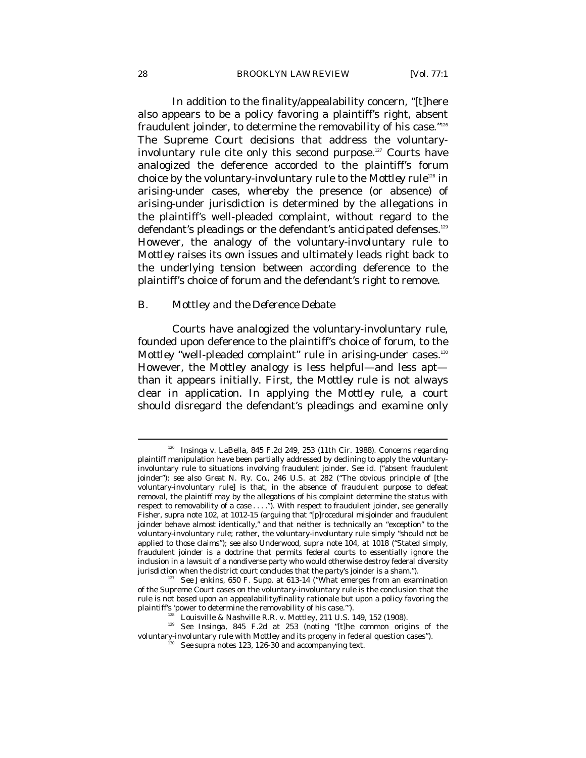In addition to the finality/appealability concern, "[t]here also appears to be a policy favoring a plaintiff's right, absent fraudulent joinder, to determine the removability of his case."[126] The Supreme Court decisions that address the voluntary-involuntary rule cite only this second purpose.[127] Courts have analogized the deference accorded to the plaintiff's forum choice by the voluntary-involuntary rule to the *Mottley* rule[128] in arising-under cases, whereby the presence (or absence) of arising-under jurisdiction is determined by the allegations in the plaintiff's well-pleaded complaint, without regard to the defendant's pleadings or the defendant's anticipated defenses.[129] However, the analogy of the voluntary-involuntary rule to *Mottley* raises its own issues and ultimately leads right back to the underlying tension between according deference to the plaintiff's choice of forum and the defendant's right to remove.

## B. *Mottley* and the Deference Debate

Courts have analogized the voluntary-involuntary rule, founded upon deference to the plaintiff's choice of forum, to the *Mottley* "well-pleaded complaint" rule in arising-under cases.[130] However, the *Mottley* analogy is less helpful—and less apt—than it appears initially. First, the *Mottley* rule is not always clear in application. In applying the *Mottley* rule, a court should disregard the defendant's pleadings and examine only

---

[126] Insinga v. LaBella, 845 F.2d 249, 253 (11th Cir. 1988). Concerns regarding plaintiff manipulation have been partially addressed by declining to apply the voluntary-involuntary rule to situations involving fraudulent joinder. *See id.* ("absent fraudulent joinder"); *see also* *Great N. Ry. Co.*, 246 U.S. at 282 ("The obvious principle of [the voluntary-involuntary rule] is that, in the absence of fraudulent purpose to defeat removal, the plaintiff may by the allegations of his complaint determine the status with respect to removability of a case . . . ."). With respect to fraudulent joinder, see generally Fisher, *supra* note 102, at 1012-15 (arguing that "[p]rocedural misjoinder and fraudulent joinder behave almost identically," and that neither is technically an "exception" to the voluntary-involuntary rule; rather, the voluntary-involuntary rule simply "should not be applied to those claims"); *see also* Underwood, *supra* note 104, at 1018 ("Stated simply, fraudulent joinder is a doctrine that permits federal courts to essentially ignore the inclusion in a lawsuit of a nondiverse party who would otherwise destroy federal diversity jurisdiction when the district court concludes that the party's joinder is a sham.").

[127] *See Jenkins*, 650 F. Supp. at 613-14 ("What emerges from an examination of the Supreme Court cases on the voluntary-involuntary rule is the conclusion that the rule is not based upon an appealability/finality rationale but upon a policy favoring the plaintiff's 'power to determine the removability of his case.'").

[128] Louisville & Nashville R.R. v. Mottley, 211 U.S. 149, 152 (1908).

[129] *See Insinga*, 845 F.2d at 253 (noting "[t]he common origins of the voluntary-involuntary rule with *Mottley* and its progeny in federal question cases").

[130] *See supra* notes 123, 126-30 and accompanying text.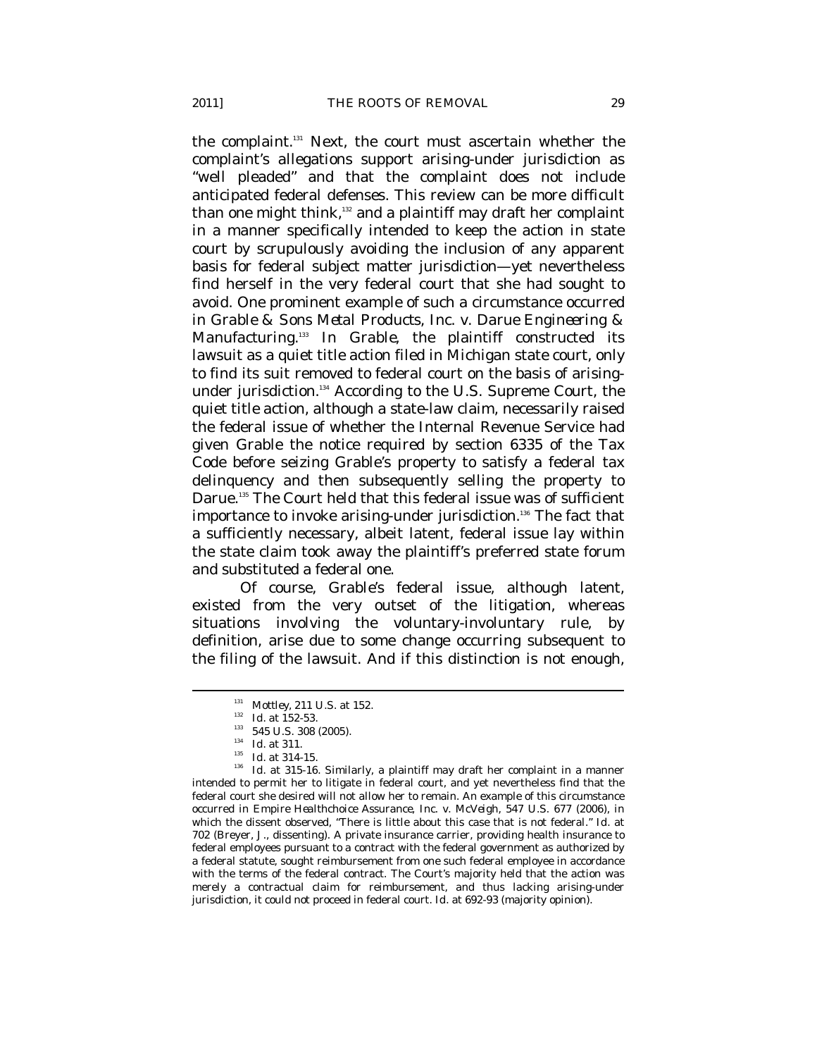the complaint.[131] Next, the court must ascertain whether the complaint's allegations support arising-under jurisdiction as "well pleaded" and that the complaint does not include anticipated federal defenses. This review can be more difficult than one might think,[132] and a plaintiff may draft her complaint in a manner specifically intended to keep the action in state court by scrupulously avoiding the inclusion of any apparent basis for federal subject matter jurisdiction—yet nevertheless find herself in the very federal court that she had sought to avoid. One prominent example of such a circumstance occurred in *Grable & Sons Metal Products, Inc. v. Darue Engineering & Manufacturing*.[133] In *Grable*, the plaintiff constructed its lawsuit as a quiet title action filed in Michigan state court, only to find its suit removed to federal court on the basis of arising-under jurisdiction.[134] According to the U.S. Supreme Court, the quiet title action, although a state-law claim, necessarily raised the federal issue of whether the Internal Revenue Service had given Grable the notice required by section 6335 of the Tax Code before seizing Grable's property to satisfy a federal tax delinquency and then subsequently selling the property to Darue.[135] The Court held that this federal issue was of sufficient importance to invoke arising-under jurisdiction.[136] The fact that a sufficiently necessary, albeit latent, federal issue lay within the state claim took away the plaintiff's preferred state forum and substituted a federal one.

Of course, Grable's federal issue, although latent, existed from the very outset of the litigation, whereas situations involving the voluntary-involuntary rule, by definition, arise due to some change occurring subsequent to the filing of the lawsuit. And if this distinction is not enough,

---

[131] *Mottley*, 211 U.S. at 152.

[132] *Id.* at 152-53.

[133] 545 U.S. 308 (2005).

[134] *Id.* at 311.

[135] *Id.* at 314-15.

[136] *Id.* at 315-16. Similarly, a plaintiff may draft her complaint in a manner intended to permit her to litigate in federal court, and yet nevertheless find that the federal court she desired will not allow her to remain. An example of this circumstance occurred in *Empire Healthchoice Assurance, Inc. v. McVeigh*, 547 U.S. 677 (2006), in which the dissent observed, "There is little about this case that is not federal." *Id.* at 702 (Breyer, J., dissenting). A private insurance carrier, providing health insurance to federal employees pursuant to a contract with the federal government as authorized by a federal statute, sought reimbursement from one such federal employee in accordance with the terms of the federal contract. The Court's majority held that the action was merely a contractual claim for reimbursement, and thus lacking arising-under jurisdiction, it could not proceed in federal court. *Id.* at 692-93 (majority opinion).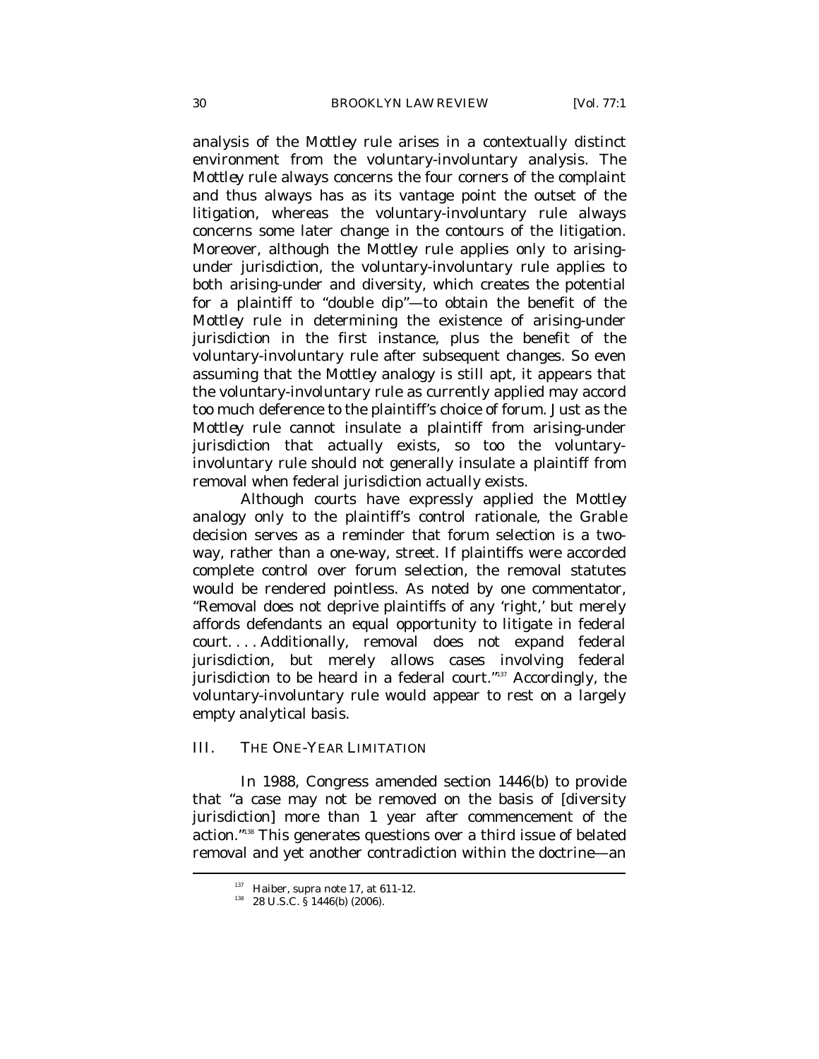analysis of the *Mottley* rule arises in a contextually distinct environment from the voluntary-involuntary analysis. The *Mottley* rule always concerns the four corners of the complaint and thus always has as its vantage point the outset of the litigation, whereas the voluntary-involuntary rule always concerns some later change in the contours of the litigation. Moreover, although the *Mottley* rule applies only to arising-under jurisdiction, the voluntary-involuntary rule applies to both arising-under and diversity, which creates the potential for a plaintiff to "double dip"—to obtain the benefit of the *Mottley* rule in determining the existence of arising-under jurisdiction in the first instance, plus the benefit of the voluntary-involuntary rule after subsequent changes. So even assuming that the *Mottley* analogy is still apt, it appears that the voluntary-involuntary rule as currently applied may accord too much deference to the plaintiff's choice of forum. Just as the *Mottley* rule cannot insulate a plaintiff from arising-under jurisdiction that actually exists, so too the voluntary-involuntary rule should not generally insulate a plaintiff from removal when federal jurisdiction actually exists.

Although courts have expressly applied the *Mottley* analogy only to the plaintiff's control rationale, the *Grable* decision serves as a reminder that forum selection is a two-way, rather than a one-way, street. If plaintiffs were accorded complete control over forum selection, the removal statutes would be rendered pointless. As noted by one commentator, "Removal does not deprive plaintiffs of any 'right,' but merely affords defendants an equal opportunity to litigate in federal court. . . . Additionally, removal does not expand federal jurisdiction, but merely allows cases involving federal jurisdiction to be heard in a federal court."[137] Accordingly, the voluntary-involuntary rule would appear to rest on a largely empty analytical basis.

## III. THE ONE-YEAR LIMITATION

In 1988, Congress amended section 1446(b) to provide that "a case may not be removed on the basis of [diversity jurisdiction] more than 1 year after commencement of the action."[138] This generates questions over a third issue of belated removal and yet another contradiction within the doctrine—an

---

[137] Haiber, *supra* note 17, at 611-12.

[138] 28 U.S.C. § 1446(b) (2006).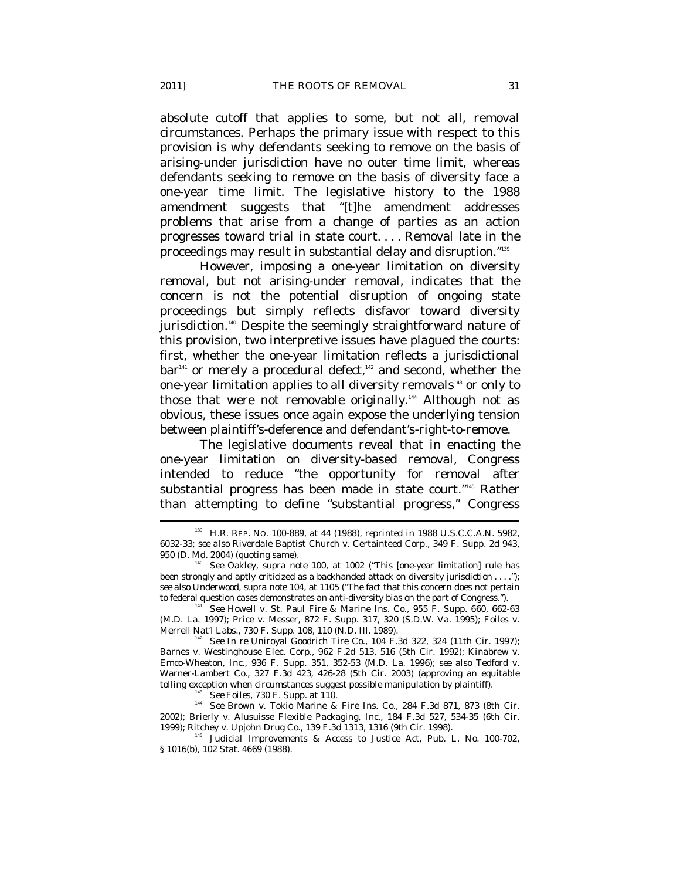absolute cutoff that applies to some, but not all, removal circumstances. Perhaps the primary issue with respect to this provision is why defendants seeking to remove on the basis of arising-under jurisdiction have no outer time limit, whereas defendants seeking to remove on the basis of diversity face a one-year time limit. The legislative history to the 1988 amendment suggests that "[t]he amendment addresses problems that arise from a change of parties as an action progresses toward trial in state court. . . . Removal late in the proceedings may result in substantial delay and disruption."[139]

However, imposing a one-year limitation on diversity removal, but not arising-under removal, indicates that the concern is not the potential disruption of ongoing state proceedings but simply reflects disfavor toward diversity jurisdiction.[140] Despite the seemingly straightforward nature of this provision, two interpretive issues have plagued the courts: first, whether the one-year limitation reflects a jurisdictional bar[141] or merely a procedural defect,[142] and second, whether the one-year limitation applies to all diversity removals[143] or only to those that were not removable originally.[144] Although not as obvious, these issues once again expose the underlying tension between plaintiff's-deference and defendant's-right-to-remove.

The legislative documents reveal that in enacting the one-year limitation on diversity-based removal, Congress intended to reduce "the opportunity for removal after substantial progress has been made in state court."[145] Rather than attempting to define "substantial progress," Congress

---

[139] H.R. REP. NO. 100-889, at 44 (1988), *reprinted in* 1988 U.S.C.C.A.N. 5982, 6032-33; *see also* Riverdale Baptist Church v. Certainteed Corp., 349 F. Supp. 2d 943, 950 (D. Md. 2004) (quoting same).

[140] *See* Oakley, *supra* note 100, at 1002 ("This [one-year limitation] rule has been strongly and aptly criticized as a backhanded attack on diversity jurisdiction . . . ."); *see also* Underwood, *supra* note 104, at 1105 ("The fact that this concern does not pertain to federal question cases demonstrates an anti-diversity bias on the part of Congress.").

[141] *See* Howell v. St. Paul Fire & Marine Ins. Co., 955 F. Supp. 660, 662-63 (M.D. La. 1997); Price v. Messer, 872 F. Supp. 317, 320 (S.D.W. Va. 1995); Foiles v. Merrell Nat'l Labs., 730 F. Supp. 108, 110 (N.D. Ill. 1989).

[142] *See In re* Uniroyal Goodrich Tire Co., 104 F.3d 322, 324 (11th Cir. 1997); Barnes v. Westinghouse Elec. Corp., 962 F.2d 513, 516 (5th Cir. 1992); Kinabrew v. Emco-Wheaton, Inc., 936 F. Supp. 351, 352-53 (M.D. La. 1996); *see also* Tedford v. Warner-Lambert Co., 327 F.3d 423, 426-28 (5th Cir. 2003) (approving an equitable tolling exception when circumstances suggest possible manipulation by plaintiff).

[143] *See Foiles*, 730 F. Supp. at 110.

[144] *See* Brown v. Tokio Marine & Fire Ins. Co., 284 F.3d 871, 873 (8th Cir. 2002); Brierly v. Alusuisse Flexible Packaging, Inc., 184 F.3d 527, 534-35 (6th Cir. 1999); Ritchey v. Upjohn Drug Co., 139 F.3d 1313, 1316 (9th Cir. 1998).

[145] Judicial Improvements & Access to Justice Act, Pub. L. No. 100-702, § 1016(b), 102 Stat. 4669 (1988).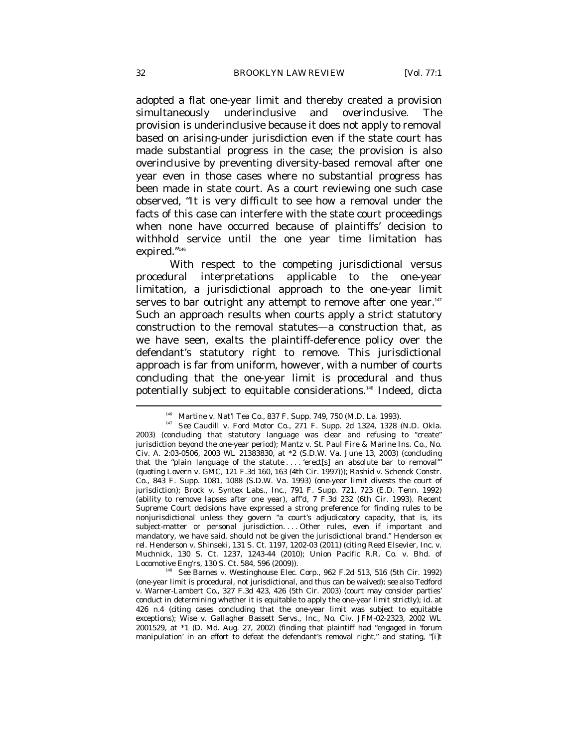adopted a flat one-year limit and thereby created a provision simultaneously underinclusive and overinclusive. The provision is underinclusive because it does not apply to removal based on arising-under jurisdiction even if the state court has made substantial progress in the case; the provision is also overinclusive by preventing diversity-based removal after one year even in those cases where no substantial progress has been made in state court. As a court reviewing one such case observed, "It is very difficult to see how a removal under the facts of this case can interfere with the state court proceedings when none have occurred because of plaintiffs' decision to withhold service until the one year time limitation has expired."[146]

With respect to the competing jurisdictional versus procedural interpretations applicable to the one-year limitation, a jurisdictional approach to the one-year limit serves to bar outright any attempt to remove after one year.[147] Such an approach results when courts apply a strict statutory construction to the removal statutes—a construction that, as we have seen, exalts the plaintiff-deference policy over the defendant's statutory right to remove. This jurisdictional approach is far from uniform, however, with a number of courts concluding that the one-year limit is procedural and thus potentially subject to equitable considerations.[148] Indeed, dicta

---

[146] Martine v. Nat'l Tea Co., 837 F. Supp. 749, 750 (M.D. La. 1993).

[147] *See* Caudill v. Ford Motor Co., 271 F. Supp. 2d 1324, 1328 (N.D. Okla. 2003) (concluding that statutory language was clear and refusing to "create" jurisdiction beyond the one-year period); Mantz v. St. Paul Fire & Marine Ins. Co., No. Civ. A. 2:03-0506, 2003 WL 21383830, at *2 (S.D.W. Va. June 13, 2003) (concluding that the "plain language of the statute . . . . 'erect[s] an absolute bar to removal'" (quoting Lovern v. GMC, 121 F.3d 160, 163 (4th Cir. 1997))); Rashid v. Schenck Constr. Co., 843 F. Supp. 1081, 1088 (S.D.W. Va. 1993) (one-year limit divests the court of jurisdiction); Brock v. Syntex Labs., Inc., 791 F. Supp. 721, 723 (E.D. Tenn. 1992) (ability to remove lapses after one year), *aff'd*, 7 F.3d 232 (6th Cir. 1993). Recent Supreme Court decisions have expressed a strong preference for finding rules to be nonjurisdictional unless they govern "a court's adjudicatory capacity, that is, its subject-matter or personal jurisdiction. . . . Other rules, even if important and mandatory, we have said, should not be given the jurisdictional brand." Henderson *ex rel.* Henderson v. Shinseki, 131 S. Ct. 1197, 1202-03 (2011) (citing Reed Elsevier, Inc. v. Muchnick, 130 S. Ct. 1237, 1243-44 (2010); Union Pacific R.R. Co. v. Bhd. of Locomotive Eng'rs, 130 S. Ct. 584, 596 (2009)).

[148] *See* Barnes v. Westinghouse Elec. Corp., 962 F.2d 513, 516 (5th Cir. 1992) (one-year limit is procedural, not jurisdictional, and thus can be waived); *see also* Tedford v. Warner-Lambert Co., 327 F.3d 423, 426 (5th Cir. 2003) (court may consider parties' conduct in determining whether it is equitable to apply the one-year limit strictly); *id.* at 426 n.4 (citing cases concluding that the one-year limit was subject to equitable exceptions); Wise v. Gallagher Bassett Servs., Inc., No. Civ. JFM-02-2323, 2002 WL 2001529, at *1 (D. Md. Aug. 27, 2002) (finding that plaintiff had "engaged in 'forum manipulation' in an effort to defeat the defendant's removal right," and stating, "[i]t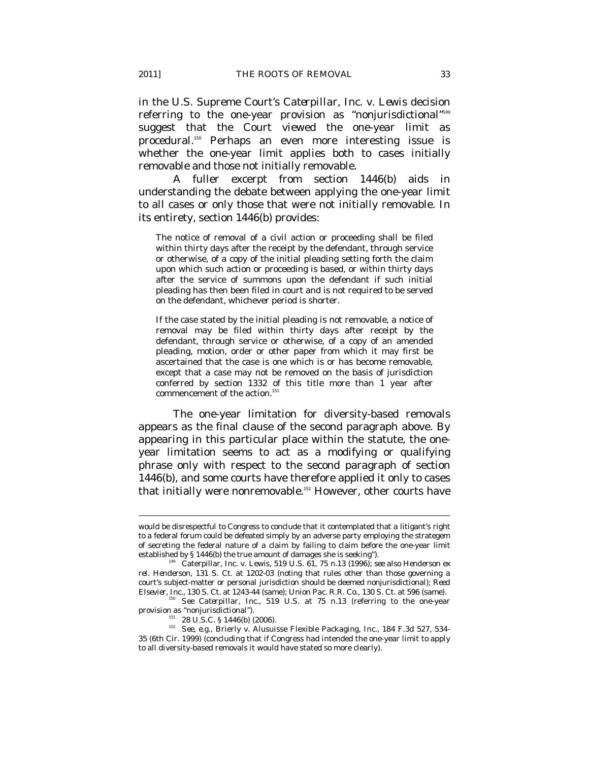in the U.S. Supreme Court's *Caterpillar, Inc. v. Lewis* decision referring to the one-year provision as "nonjurisdictional"[149] suggest that the Court viewed the one-year limit as procedural.[150] Perhaps an even more interesting issue is whether the one-year limit applies both to cases initially removable and those not initially removable.

A fuller excerpt from section 1446(b) aids in understanding the debate between applying the one-year limit to all cases or only those that were not initially removable. In its entirety, section 1446(b) provides:

> The notice of removal of a civil action or proceeding shall be filed within thirty days after the receipt by the defendant, through service or otherwise, of a copy of the initial pleading setting forth the claim upon which such action or proceeding is based, or within thirty days after the service of summons upon the defendant if such initial pleading has then been filed in court and is not required to be served on the defendant, whichever period is shorter.
>
> If the case stated by the initial pleading is not removable, a notice of removal may be filed within thirty days after receipt by the defendant, through service or otherwise, of a copy of an amended pleading, motion, order or other paper from which it may first be ascertained that the case is one which is or has become removable, except that a case may not be removed on the basis of jurisdiction conferred by section 1332 of this title more than 1 year after commencement of the action.[151]

The one-year limitation for diversity-based removals appears as the final clause of the second paragraph above. By appearing in this particular place within the statute, the one-year limitation seems to act as a modifying or qualifying phrase only with respect to the second paragraph of section 1446(b), and some courts have therefore applied it only to cases that initially were nonremovable.[152] However, other courts have

---

would be disrespectful to Congress to conclude that it contemplated that a litigant's right to a federal forum could be defeated simply by an adverse party employing the strategem of secreting the federal nature of a claim by failing to claim before the one-year limit established by § 1446(b) the true amount of damages she is seeking").

[149] *Caterpillar, Inc. v. Lewis*, 519 U.S. 61, 75 n.13 (1996); *see also Henderson ex rel. Henderson*, 131 S. Ct. at 1202-03 (noting that rules other than those governing a court's subject-matter or personal jurisdiction should be deemed nonjurisdictional); *Reed Elsevier, Inc.*, 130 S. Ct. at 1243-44 (same); *Union Pac. R.R. Co.*, 130 S. Ct. at 596 (same).

[150] *See Caterpillar, Inc.*, 519 U.S. at 75 n.13 (referring to the one-year provision as "nonjurisdictional").

[151] 28 U.S.C. § 1446(b) (2006).

[152] *See, e.g.*, *Brierly v. Alusuisse Flexible Packaging, Inc.*, 184 F.3d 527, 534-35 (6th Cir. 1999) (concluding that if Congress had intended the one-year limit to apply to all diversity-based removals it would have stated so more clearly).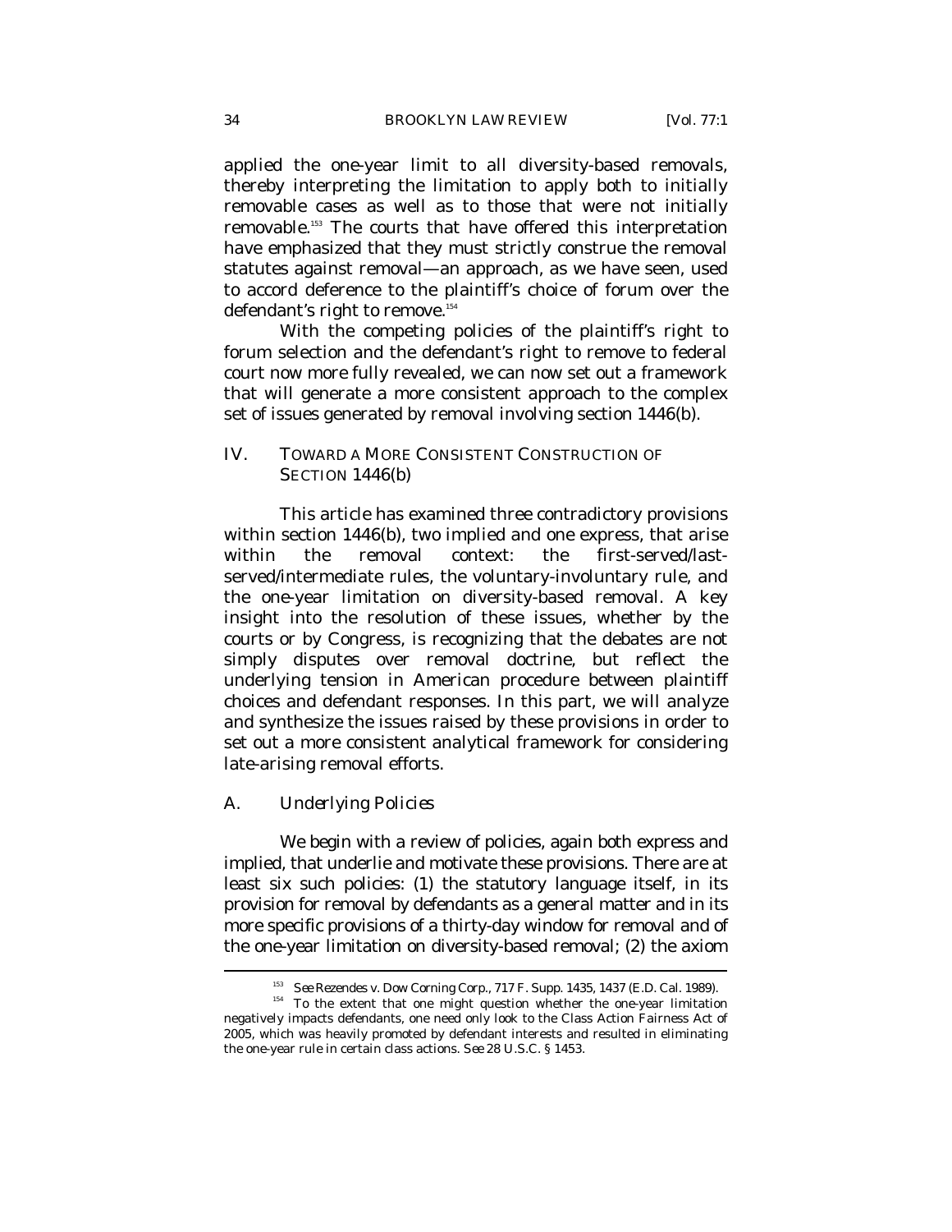applied the one-year limit to all diversity-based removals, thereby interpreting the limitation to apply both to initially removable cases as well as to those that were not initially removable.[153] The courts that have offered this interpretation have emphasized that they must strictly construe the removal statutes against removal—an approach, as we have seen, used to accord deference to the plaintiff's choice of forum over the defendant's right to remove.[154]

With the competing policies of the plaintiff's right to forum selection and the defendant's right to remove to federal court now more fully revealed, we can now set out a framework that will generate a more consistent approach to the complex set of issues generated by removal involving section 1446(b).

## IV. TOWARD A MORE CONSISTENT CONSTRUCTION OF SECTION 1446(b)

This article has examined three contradictory provisions within section 1446(b), two implied and one express, that arise within the removal context: the first-served/last-served/intermediate rules, the voluntary-involuntary rule, and the one-year limitation on diversity-based removal. A key insight into the resolution of these issues, whether by the courts or by Congress, is recognizing that the debates are not simply disputes over removal doctrine, but reflect the underlying tension in American procedure between plaintiff choices and defendant responses. In this part, we will analyze and synthesize the issues raised by these provisions in order to set out a more consistent analytical framework for considering late-arising removal efforts.

### A. *Underlying Policies*

We begin with a review of policies, again both express and implied, that underlie and motivate these provisions. There are at least six such policies: (1) the statutory language itself, in its provision for removal by defendants as a general matter and in its more specific provisions of a thirty-day window for removal and of the one-year limitation on diversity-based removal; (2) the axiom

---

[153] *See* Rezendes v. Dow Corning Corp., 717 F. Supp. 1435, 1437 (E.D. Cal. 1989).

[154] To the extent that one might question whether the one-year limitation negatively impacts defendants, one need only look to the Class Action Fairness Act of 2005, which was heavily promoted by defendant interests and resulted in eliminating the one-year rule in certain class actions. *See* 28 U.S.C. § 1453.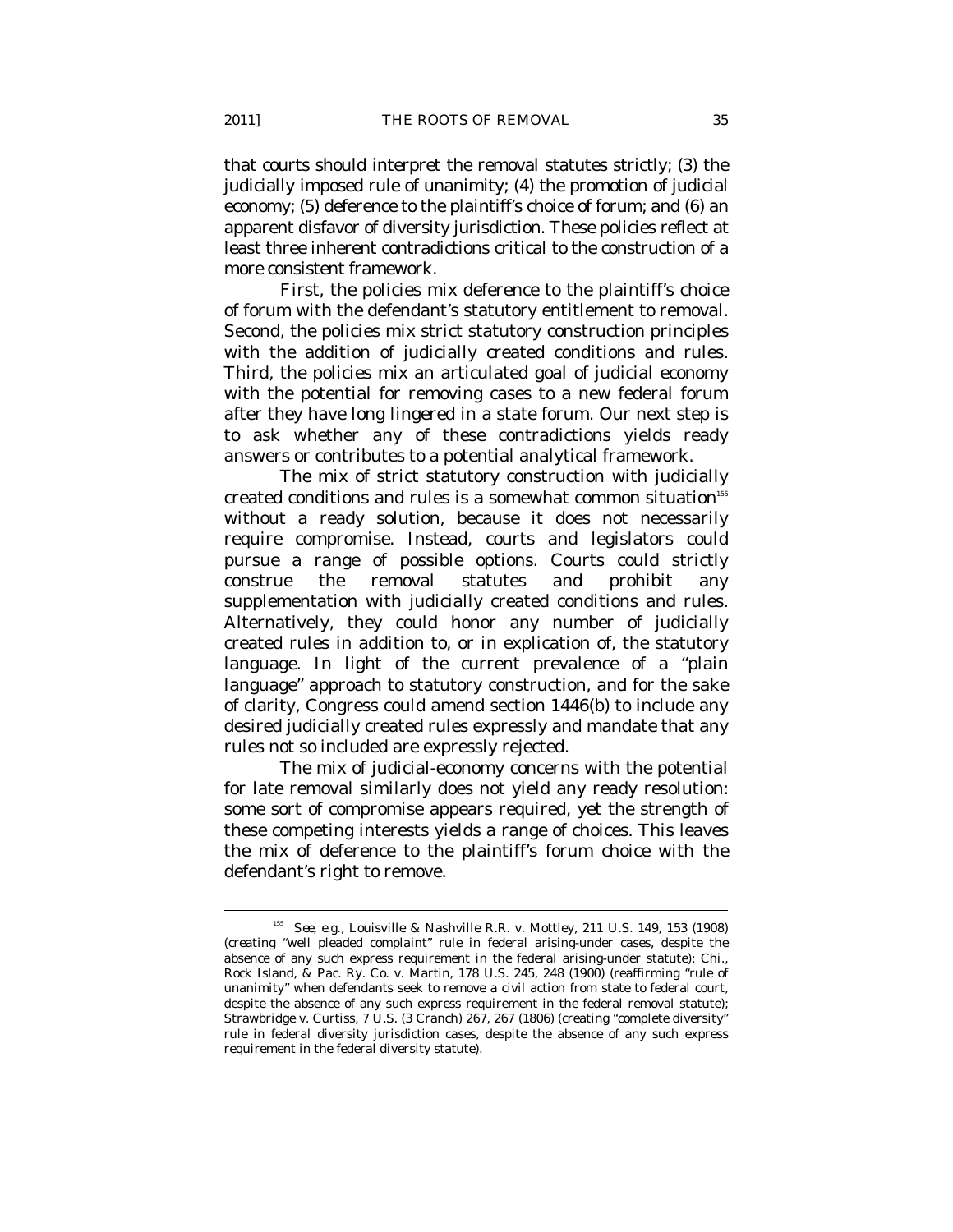that courts should interpret the removal statutes strictly; (3) the judicially imposed rule of unanimity; (4) the promotion of judicial economy; (5) deference to the plaintiff's choice of forum; and (6) an apparent disfavor of diversity jurisdiction. These policies reflect at least three inherent contradictions critical to the construction of a more consistent framework.

First, the policies mix deference to the plaintiff's choice of forum with the defendant's statutory entitlement to removal. Second, the policies mix strict statutory construction principles with the addition of judicially created conditions and rules. Third, the policies mix an articulated goal of judicial economy with the potential for removing cases to a new federal forum after they have long lingered in a state forum. Our next step is to ask whether any of these contradictions yields ready answers or contributes to a potential analytical framework.

The mix of strict statutory construction with judicially created conditions and rules is a somewhat common situation[155] without a ready solution, because it does not necessarily require compromise. Instead, courts and legislators could pursue a range of possible options. Courts could strictly construe the removal statutes and prohibit any supplementation with judicially created conditions and rules. Alternatively, they could honor any number of judicially created rules in addition to, or in explication of, the statutory language. In light of the current prevalence of a "plain language" approach to statutory construction, and for the sake of clarity, Congress could amend section 1446(b) to include any desired judicially created rules expressly and mandate that any rules not so included are expressly rejected.

The mix of judicial-economy concerns with the potential for late removal similarly does not yield any ready resolution: some sort of compromise appears required, yet the strength of these competing interests yields a range of choices. This leaves the mix of deference to the plaintiff's forum choice with the defendant's right to remove.

---

[155] *See, e.g.*, Louisville & Nashville R.R. v. Mottley, 211 U.S. 149, 153 (1908) (creating "well pleaded complaint" rule in federal arising-under cases, despite the absence of any such express requirement in the federal arising-under statute); Chi., Rock Island, & Pac. Ry. Co. v. Martin, 178 U.S. 245, 248 (1900) (reaffirming "rule of unanimity" when defendants seek to remove a civil action from state to federal court, despite the absence of any such express requirement in the federal removal statute); Strawbridge v. Curtiss, 7 U.S. (3 Cranch) 267, 267 (1806) (creating "complete diversity" rule in federal diversity jurisdiction cases, despite the absence of any such express requirement in the federal diversity statute).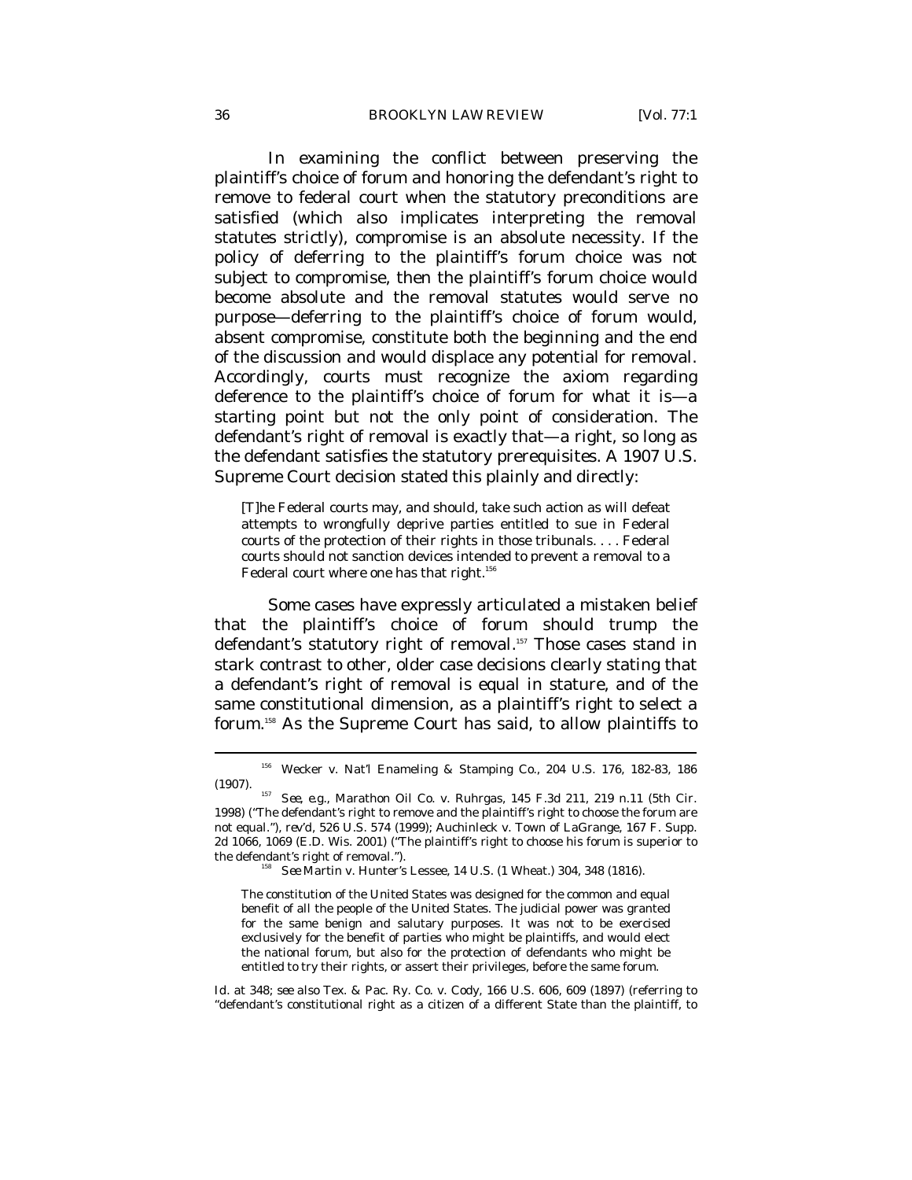In examining the conflict between preserving the plaintiff's choice of forum and honoring the defendant's right to remove to federal court when the statutory preconditions are satisfied (which also implicates interpreting the removal statutes strictly), compromise is an absolute necessity. If the policy of deferring to the plaintiff's forum choice was not subject to compromise, then the plaintiff's forum choice would become absolute and the removal statutes would serve no purpose—deferring to the plaintiff's choice of forum would, absent compromise, constitute both the beginning and the end of the discussion and would displace any potential for removal. Accordingly, courts must recognize the axiom regarding deference to the plaintiff's choice of forum for what it is—a starting point but not the only point of consideration. The defendant's right of removal is exactly that—a right, so long as the defendant satisfies the statutory prerequisites. A 1907 U.S. Supreme Court decision stated this plainly and directly:

> [T]he Federal courts may, and should, take such action as will defeat attempts to wrongfully deprive parties entitled to sue in Federal courts of the protection of their rights in those tribunals. . . . Federal courts should not sanction devices intended to prevent a removal to a Federal court where one has that right.[156]

Some cases have expressly articulated a mistaken belief that the plaintiff's choice of forum should trump the defendant's statutory right of removal.[157] Those cases stand in stark contrast to other, older case decisions clearly stating that a defendant's right of removal is equal in stature, and of the same constitutional dimension, as a plaintiff's right to select a forum.[158] As the Supreme Court has said, to allow plaintiffs to

---

[156] Wecker v. Nat'l Enameling & Stamping Co., 204 U.S. 176, 182-83, 186 (1907).

[157] *See, e.g.*, Marathon Oil Co. v. Ruhrgas, 145 F.3d 211, 219 n.11 (5th Cir. 1998) ("The defendant's right to remove and the plaintiff's right to choose the forum are not equal."), *rev'd*, 526 U.S. 574 (1999); Auchinleck v. Town of LaGrange, 167 F. Supp. 2d 1066, 1069 (E.D. Wis. 2001) ("The plaintiff's right to choose his forum is superior to the defendant's right of removal.").

[158] *See* Martin v. Hunter's Lessee, 14 U.S. (1 Wheat.) 304, 348 (1816).

> The constitution of the United States was designed for the common and equal benefit of all the people of the United States. The judicial power was granted for the same benign and salutary purposes. It was not to be exercised exclusively for the benefit of parties who might be plaintiffs, and would elect the national forum, but also for the protection of defendants who might be entitled to try their rights, or assert their privileges, before the same forum.

*Id.* at 348; *see also* Tex. & Pac. Ry. Co. v. Cody, 166 U.S. 606, 609 (1897) (referring to "defendant's constitutional right as a citizen of a different State than the plaintiff, to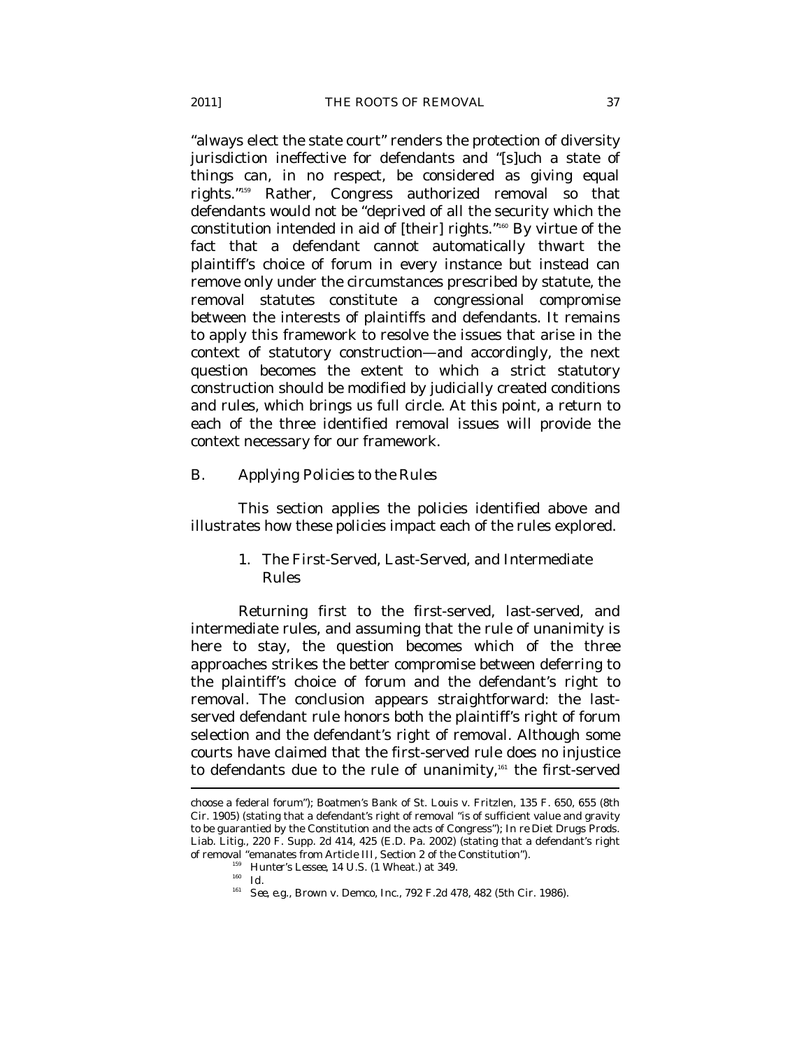"always elect the state court" renders the protection of diversity jurisdiction ineffective for defendants and "[s]uch a state of things can, in no respect, be considered as giving equal rights."[159] Rather, Congress authorized removal so that defendants would not be "deprived of all the security which the constitution intended in aid of [their] rights."[160] By virtue of the fact that a defendant cannot automatically thwart the plaintiff's choice of forum in every instance but instead can remove only under the circumstances prescribed by statute, the removal statutes constitute a congressional compromise between the interests of plaintiffs and defendants. It remains to apply this framework to resolve the issues that arise in the context of statutory construction—and accordingly, the next question becomes the extent to which a strict statutory construction should be modified by judicially created conditions and rules, which brings us full circle. At this point, a return to each of the three identified removal issues will provide the context necessary for our framework.

### B. *Applying Policies to the Rules*

This section applies the policies identified above and illustrates how these policies impact each of the rules explored.

#### 1. The First-Served, Last-Served, and Intermediate Rules

Returning first to the first-served, last-served, and intermediate rules, and assuming that the rule of unanimity is here to stay, the question becomes which of the three approaches strikes the better compromise between deferring to the plaintiff's choice of forum and the defendant's right to removal. The conclusion appears straightforward: the last-served defendant rule honors both the plaintiff's right of forum selection and the defendant's right of removal. Although some courts have claimed that the first-served rule does no injustice to defendants due to the rule of unanimity,[161] the first-served

---

choose a federal forum"); Boatmen's Bank of St. Louis v. Fritzlen, 135 F. 650, 655 (8th Cir. 1905) (stating that a defendant's right of removal "is of sufficient value and gravity to be guarantied by the Constitution and the acts of Congress"); *In re* Diet Drugs Prods. Liab. Litig., 220 F. Supp. 2d 414, 425 (E.D. Pa. 2002) (stating that a defendant's right of removal "emanates from Article III, Section 2 of the Constitution").

[159] *Hunter's Lessee*, 14 U.S. (1 Wheat.) at 349.

[160] *Id.*

[161] *See, e.g.*, Brown v. Demco, Inc., 792 F.2d 478, 482 (5th Cir. 1986).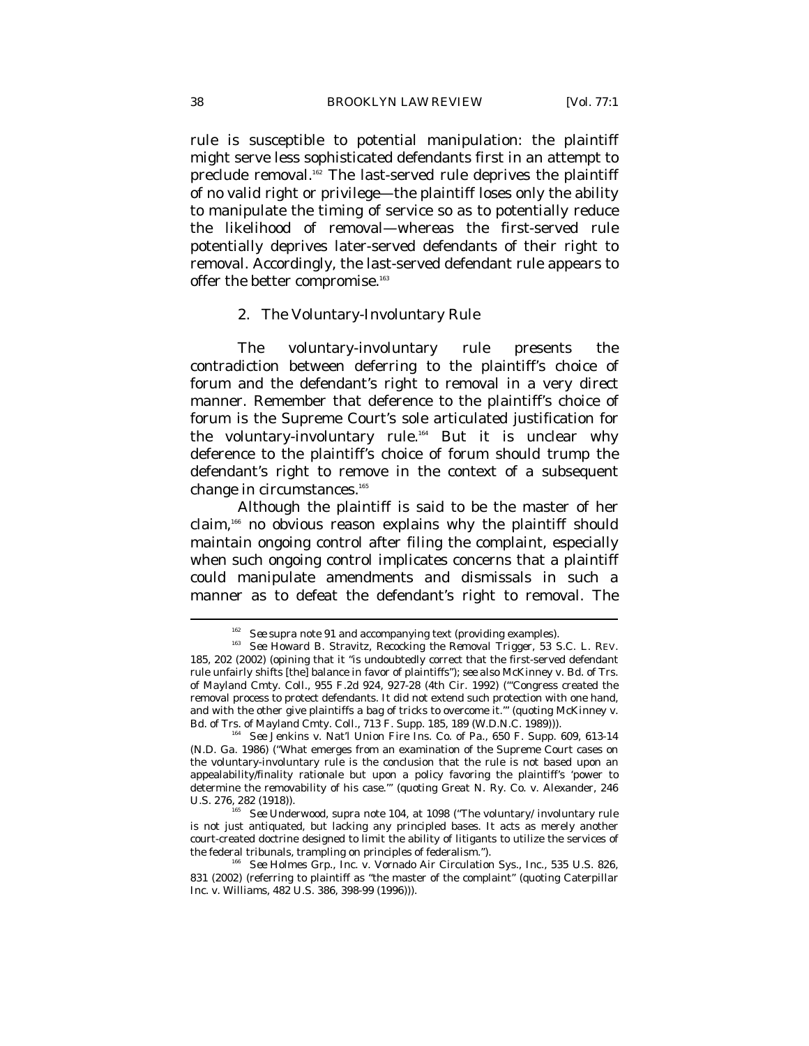rule is susceptible to potential manipulation: the plaintiff might serve less sophisticated defendants first in an attempt to preclude removal.[162] The last-served rule deprives the plaintiff of no valid right or privilege—the plaintiff loses only the ability to manipulate the timing of service so as to potentially reduce the likelihood of removal—whereas the first-served rule potentially deprives later-served defendants of their right to removal. Accordingly, the last-served defendant rule appears to offer the better compromise.[163]

### 2. The Voluntary-Involuntary Rule

The voluntary-involuntary rule presents the contradiction between deferring to the plaintiff's choice of forum and the defendant's right to removal in a very direct manner. Remember that deference to the plaintiff's choice of forum is the Supreme Court's sole articulated justification for the voluntary-involuntary rule.[164] But it is unclear why deference to the plaintiff's choice of forum should trump the defendant's right to remove in the context of a subsequent change in circumstances.[165]

Although the plaintiff is said to be the master of her claim,[166] no obvious reason explains why the plaintiff should maintain ongoing control after filing the complaint, especially when such ongoing control implicates concerns that a plaintiff could manipulate amendments and dismissals in such a manner as to defeat the defendant's right to removal. The

---

[162] *See supra* note 91 and accompanying text (providing examples).

[163] *See* Howard B. Stravitz, *Recocking the Removal Trigger*, 53 S.C. L. REV. 185, 202 (2002) (opining that it "is undoubtedly correct that the first-served defendant rule unfairly shifts [the] balance in favor of plaintiffs"); *see also* McKinney v. Bd. of Trs. of Mayland Cmty. Coll., 955 F.2d 924, 927-28 (4th Cir. 1992) ("'Congress created the removal process to protect defendants. It did not extend such protection with one hand, and with the other give plaintiffs a bag of tricks to overcome it.'" (quoting McKinney v. Bd. of Trs. of Mayland Cmty. Coll., 713 F. Supp. 185, 189 (W.D.N.C. 1989))).

[164] *See* Jenkins v. Nat'l Union Fire Ins. Co. of Pa., 650 F. Supp. 609, 613-14 (N.D. Ga. 1986) ("What emerges from an examination of the Supreme Court cases on the voluntary-involuntary rule is the conclusion that the rule is not based upon an appealability/finality rationale but upon a policy favoring the plaintiff's 'power to determine the removability of his case.'" (quoting Great N. Ry. Co. v. Alexander, 246 U.S. 276, 282 (1918)).

[165] *See* Underwood, *supra* note 104, at 1098 ("The voluntary/involuntary rule is not just antiquated, but lacking any principled bases. It acts as merely another court-created doctrine designed to limit the ability of litigants to utilize the services of the federal tribunals, trampling on principles of federalism.").

[166] *See* Holmes Grp., Inc. v. Vornado Air Circulation Sys., Inc., 535 U.S. 826, 831 (2002) (referring to plaintiff as "the master of the complaint" (quoting Caterpillar Inc. v. Williams, 482 U.S. 386, 398-99 (1996))).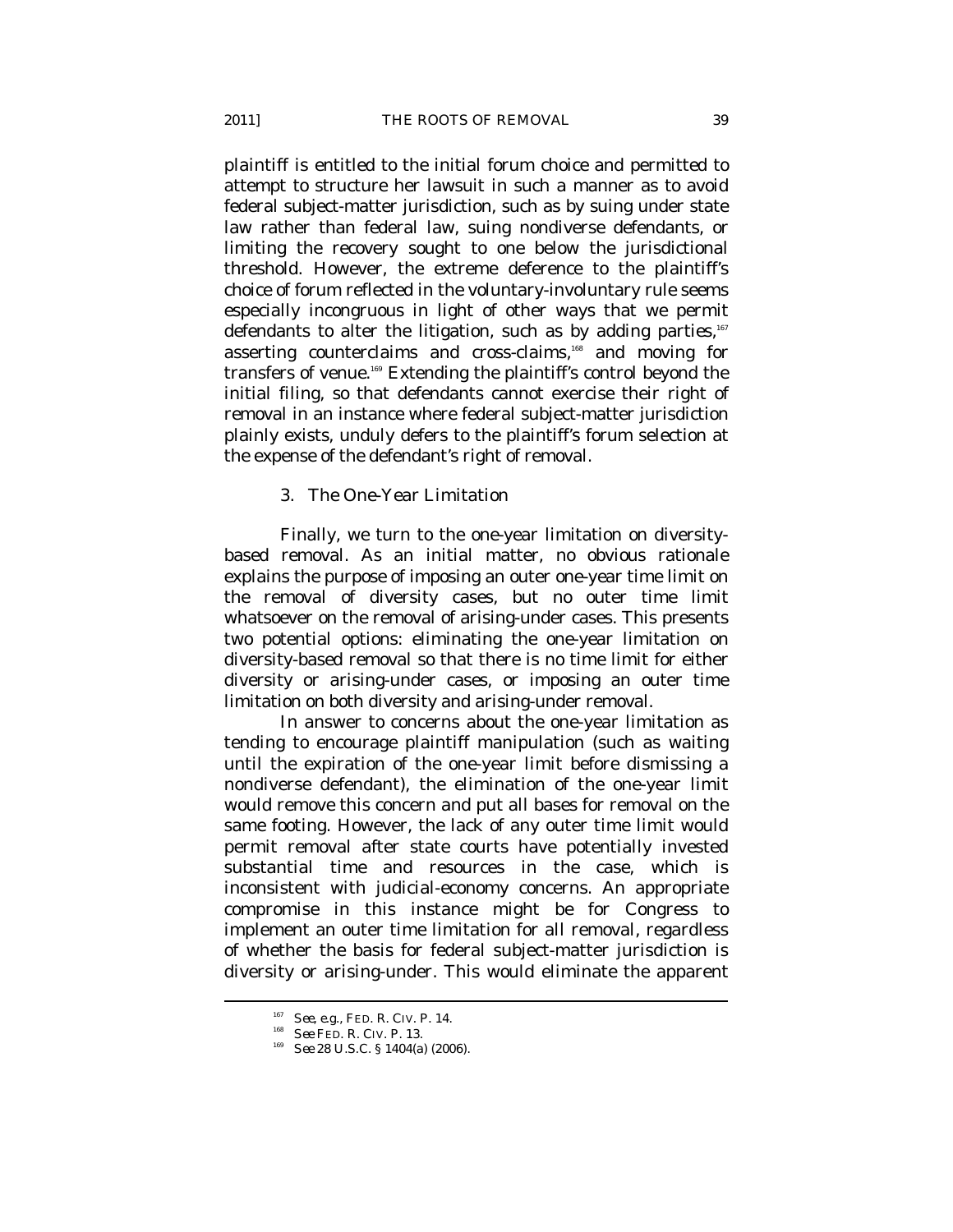plaintiff is entitled to the initial forum choice and permitted to attempt to structure her lawsuit in such a manner as to avoid federal subject-matter jurisdiction, such as by suing under state law rather than federal law, suing nondiverse defendants, or limiting the recovery sought to one below the jurisdictional threshold. However, the extreme deference to the plaintiff's choice of forum reflected in the voluntary-involuntary rule seems especially incongruous in light of other ways that we permit defendants to alter the litigation, such as by adding parties,[167] asserting counterclaims and cross-claims,[168] and moving for transfers of venue.[169] Extending the plaintiff's control beyond the initial filing, so that defendants cannot exercise their right of removal in an instance where federal subject-matter jurisdiction plainly exists, unduly defers to the plaintiff's forum selection at the expense of the defendant's right of removal.

### 3. The One-Year Limitation

Finally, we turn to the one-year limitation on diversity-based removal. As an initial matter, no obvious rationale explains the purpose of imposing an outer one-year time limit on the removal of diversity cases, but no outer time limit whatsoever on the removal of arising-under cases. This presents two potential options: eliminating the one-year limitation on diversity-based removal so that there is no time limit for either diversity or arising-under cases, or imposing an outer time limitation on both diversity and arising-under removal.

In answer to concerns about the one-year limitation as tending to encourage plaintiff manipulation (such as waiting until the expiration of the one-year limit before dismissing a nondiverse defendant), the elimination of the one-year limit would remove this concern and put all bases for removal on the same footing. However, the lack of any outer time limit would permit removal after state courts have potentially invested substantial time and resources in the case, which is inconsistent with judicial-economy concerns. An appropriate compromise in this instance might be for Congress to implement an outer time limitation for all removal, regardless of whether the basis for federal subject-matter jurisdiction is diversity or arising-under. This would eliminate the apparent

---

[167] *See, e.g.*, FED. R. CIV. P. 14.

[168] *See* FED. R. CIV. P. 13.

[169] *See* 28 U.S.C. § 1404(a) (2006).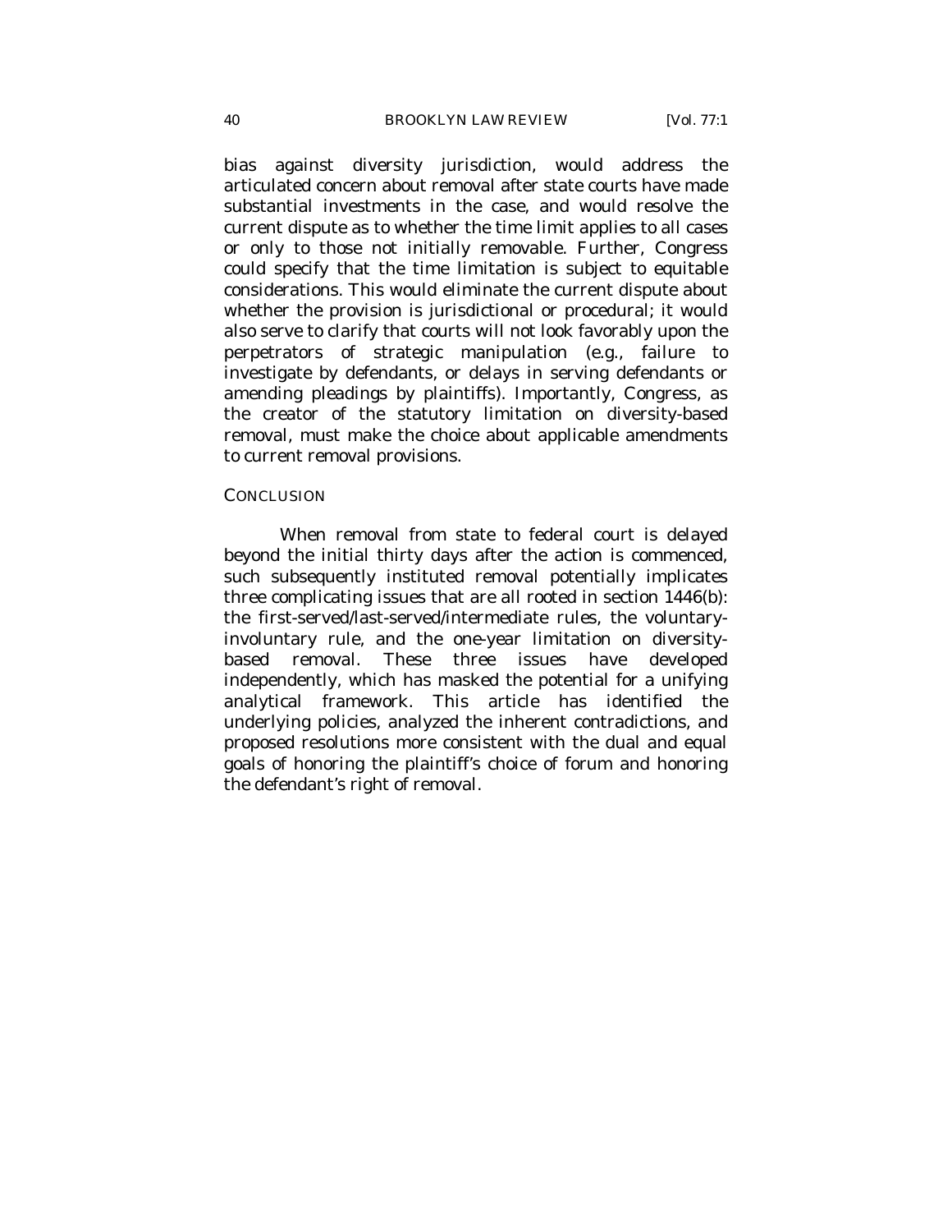bias against diversity jurisdiction, would address the articulated concern about removal after state courts have made substantial investments in the case, and would resolve the current dispute as to whether the time limit applies to all cases or only to those not initially removable. Further, Congress could specify that the time limitation is subject to equitable considerations. This would eliminate the current dispute about whether the provision is jurisdictional or procedural; it would also serve to clarify that courts will not look favorably upon the perpetrators of strategic manipulation (*e.g.*, failure to investigate by defendants, or delays in serving defendants or amending pleadings by plaintiffs). Importantly, Congress, as the creator of the statutory limitation on diversity-based removal, must make the choice about applicable amendments to current removal provisions.

## CONCLUSION

When removal from state to federal court is delayed beyond the initial thirty days after the action is commenced, such subsequently instituted removal potentially implicates three complicating issues that are all rooted in section 1446(b): the first-served/last-served/intermediate rules, the voluntary-involuntary rule, and the one-year limitation on diversity-based removal. These three issues have developed independently, which has masked the potential for a unifying analytical framework. This article has identified the underlying policies, analyzed the inherent contradictions, and proposed resolutions more consistent with the dual and equal goals of honoring the plaintiff's choice of forum and honoring the defendant's right of removal.